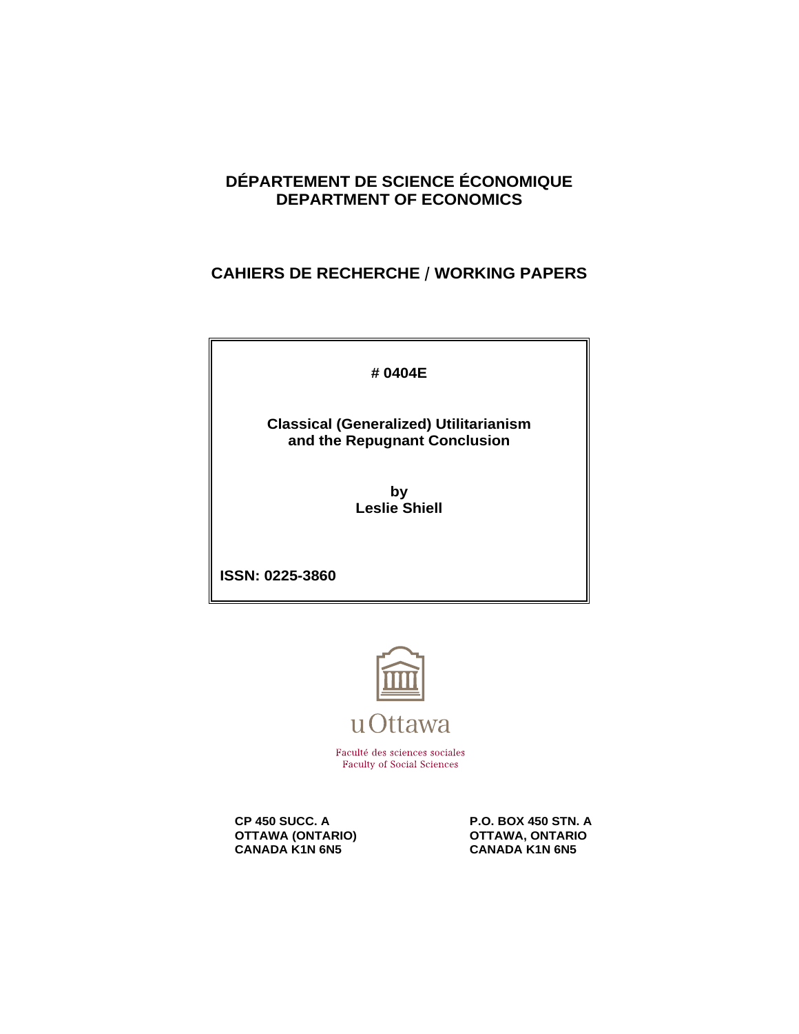**DÉPARTEMENT DE SCIENCE ÉCONOMIQUE**
**DEPARTMENT OF ECONOMICS**

**CAHIERS DE RECHERCHE / WORKING PAPERS**

**# 0404E**

# Classical (Generalized) Utilitarianism and the Repugnant Conclusion

**by**
**Leslie Shiell**

**ISSN: 0225-3860**

uOttawa

Faculté des sciences sociales
Faculty of Social Sciences

**CP 450 SUCC. A**
**OTTAWA (ONTARIO)**
**CANADA K1N 6N5**

**P.O. BOX 450 STN. A**
**OTTAWA, ONTARIO**
**CANADA K1N 6N5**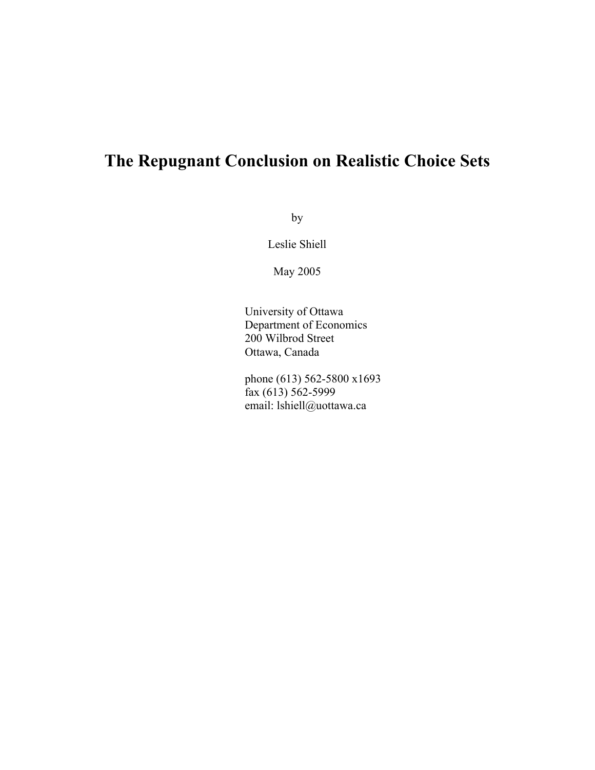# The Repugnant Conclusion on Realistic Choice Sets

by

Leslie Shiell

May 2005

University of Ottawa
Department of Economics
200 Wilbrod Street
Ottawa, Canada

phone (613) 562-5800 x1693
fax (613) 562-5999
email: lshiell@uottawa.ca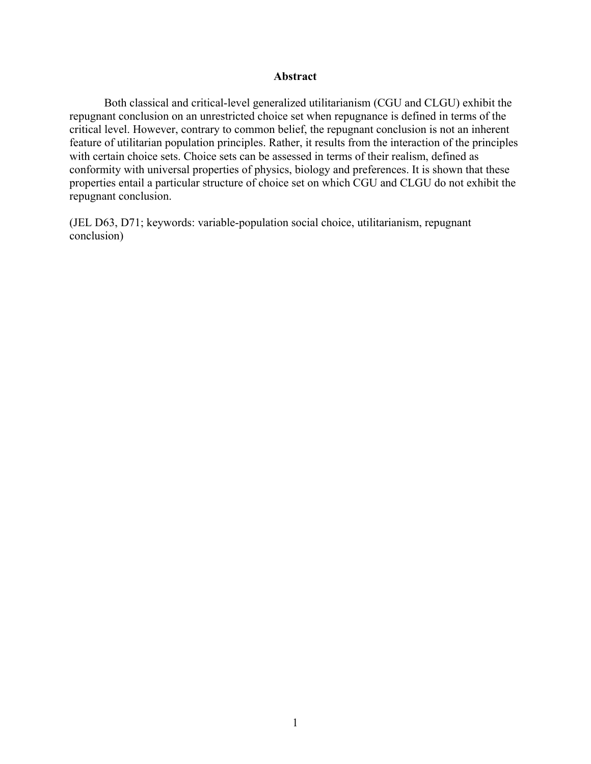## Abstract

Both classical and critical-level generalized utilitarianism (CGU and CLGU) exhibit the repugnant conclusion on an unrestricted choice set when repugnance is defined in terms of the critical level. However, contrary to common belief, the repugnant conclusion is not an inherent feature of utilitarian population principles. Rather, it results from the interaction of the principles with certain choice sets. Choice sets can be assessed in terms of their realism, defined as conformity with universal properties of physics, biology and preferences. It is shown that these properties entail a particular structure of choice set on which CGU and CLGU do not exhibit the repugnant conclusion.

(JEL D63, D71; keywords: variable-population social choice, utilitarianism, repugnant conclusion)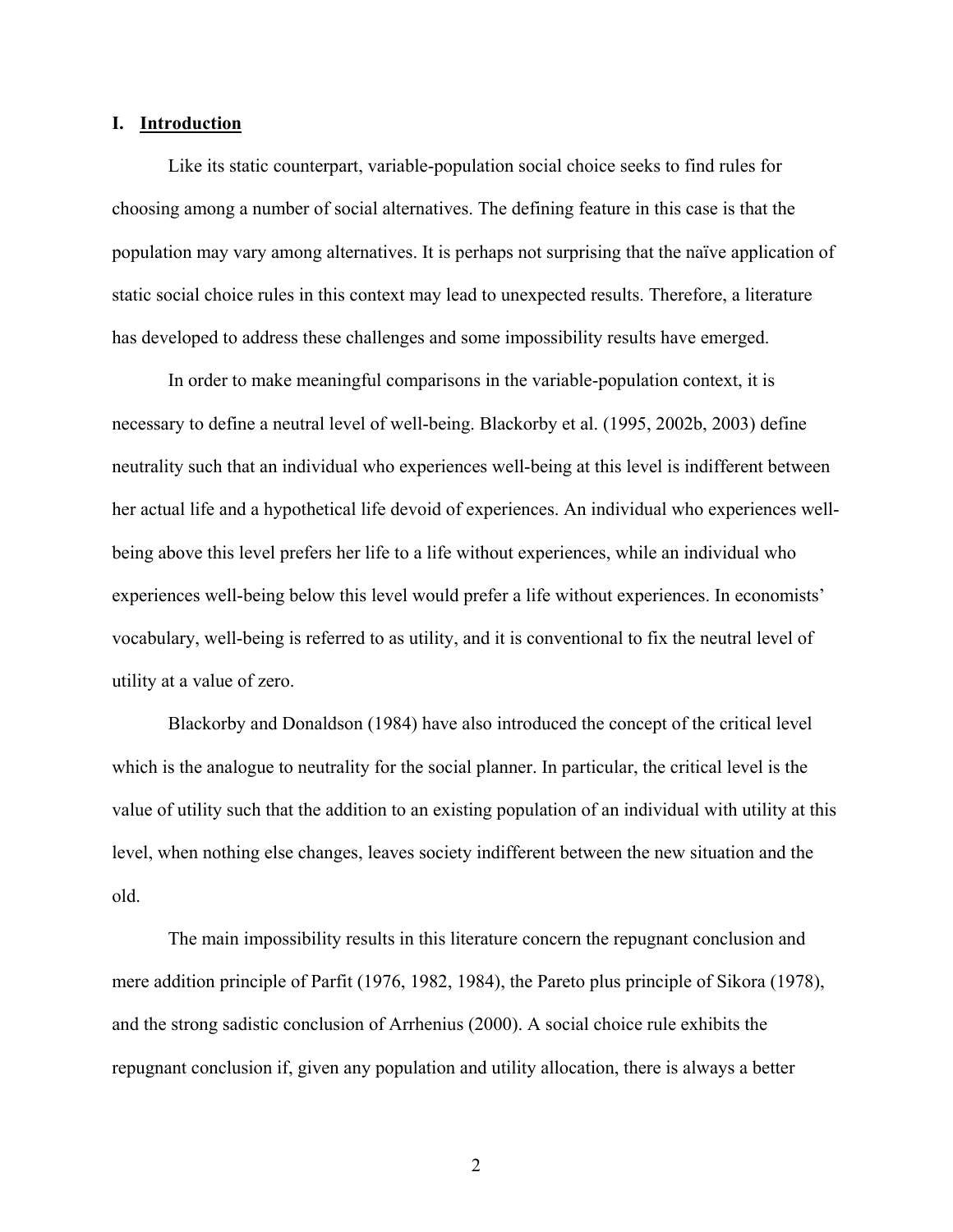## I. Introduction

Like its static counterpart, variable-population social choice seeks to find rules for choosing among a number of social alternatives. The defining feature in this case is that the population may vary among alternatives. It is perhaps not surprising that the naïve application of static social choice rules in this context may lead to unexpected results. Therefore, a literature has developed to address these challenges and some impossibility results have emerged.

In order to make meaningful comparisons in the variable-population context, it is necessary to define a neutral level of well-being. Blackorby et al. (1995, 2002b, 2003) define neutrality such that an individual who experiences well-being at this level is indifferent between her actual life and a hypothetical life devoid of experiences. An individual who experiences well-being above this level prefers her life to a life without experiences, while an individual who experiences well-being below this level would prefer a life without experiences. In economists' vocabulary, well-being is referred to as utility, and it is conventional to fix the neutral level of utility at a value of zero.

Blackorby and Donaldson (1984) have also introduced the concept of the critical level which is the analogue to neutrality for the social planner. In particular, the critical level is the value of utility such that the addition to an existing population of an individual with utility at this level, when nothing else changes, leaves society indifferent between the new situation and the old.

The main impossibility results in this literature concern the repugnant conclusion and mere addition principle of Parfit (1976, 1982, 1984), the Pareto plus principle of Sikora (1978), and the strong sadistic conclusion of Arrhenius (2000). A social choice rule exhibits the repugnant conclusion if, given any population and utility allocation, there is always a better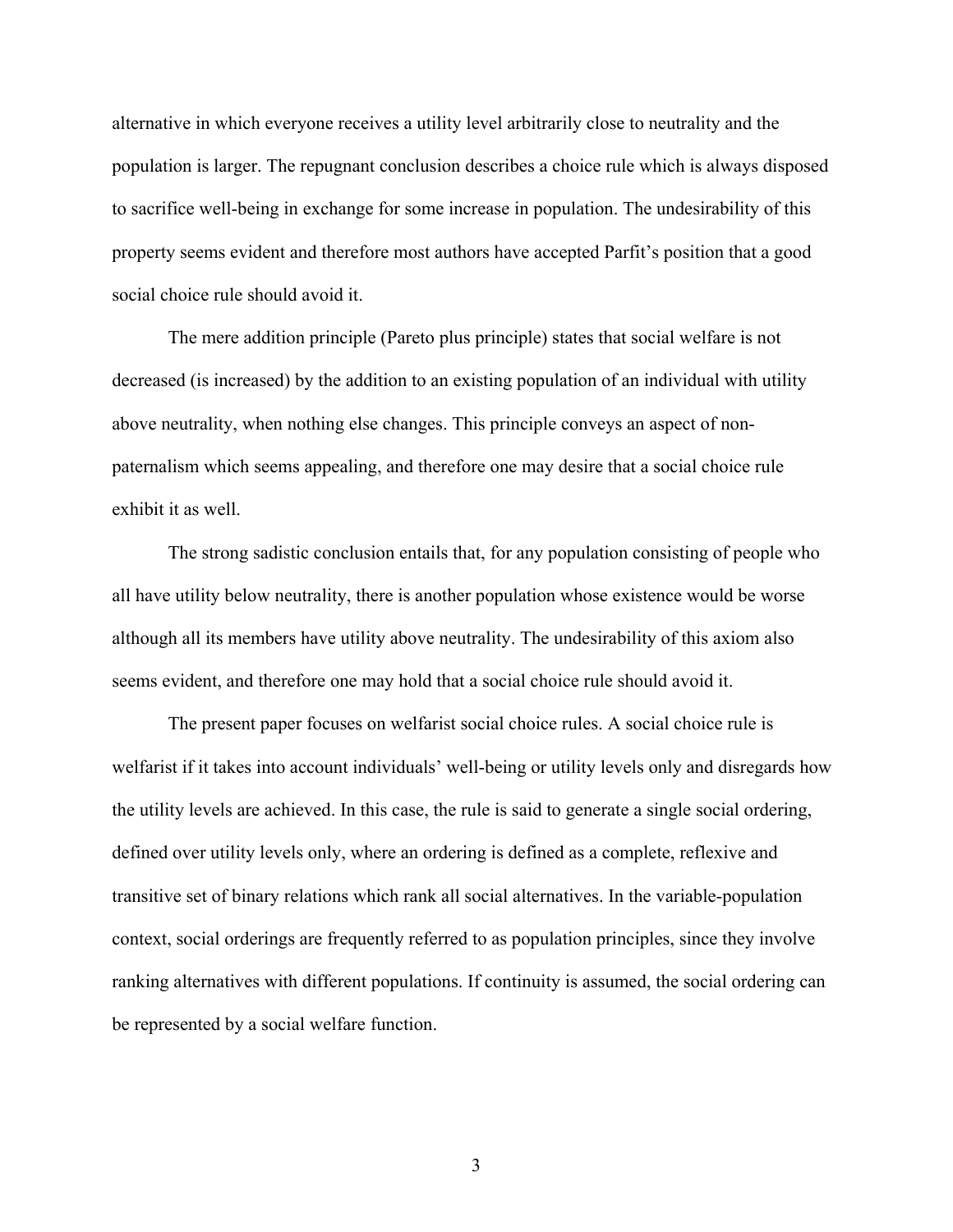alternative in which everyone receives a utility level arbitrarily close to neutrality and the population is larger. The repugnant conclusion describes a choice rule which is always disposed to sacrifice well-being in exchange for some increase in population. The undesirability of this property seems evident and therefore most authors have accepted Parfit's position that a good social choice rule should avoid it.

The mere addition principle (Pareto plus principle) states that social welfare is not decreased (is increased) by the addition to an existing population of an individual with utility above neutrality, when nothing else changes. This principle conveys an aspect of non-paternalism which seems appealing, and therefore one may desire that a social choice rule exhibit it as well.

The strong sadistic conclusion entails that, for any population consisting of people who all have utility below neutrality, there is another population whose existence would be worse although all its members have utility above neutrality. The undesirability of this axiom also seems evident, and therefore one may hold that a social choice rule should avoid it.

The present paper focuses on welfarist social choice rules. A social choice rule is welfarist if it takes into account individuals' well-being or utility levels only and disregards how the utility levels are achieved. In this case, the rule is said to generate a single social ordering, defined over utility levels only, where an ordering is defined as a complete, reflexive and transitive set of binary relations which rank all social alternatives. In the variable-population context, social orderings are frequently referred to as population principles, since they involve ranking alternatives with different populations. If continuity is assumed, the social ordering can be represented by a social welfare function.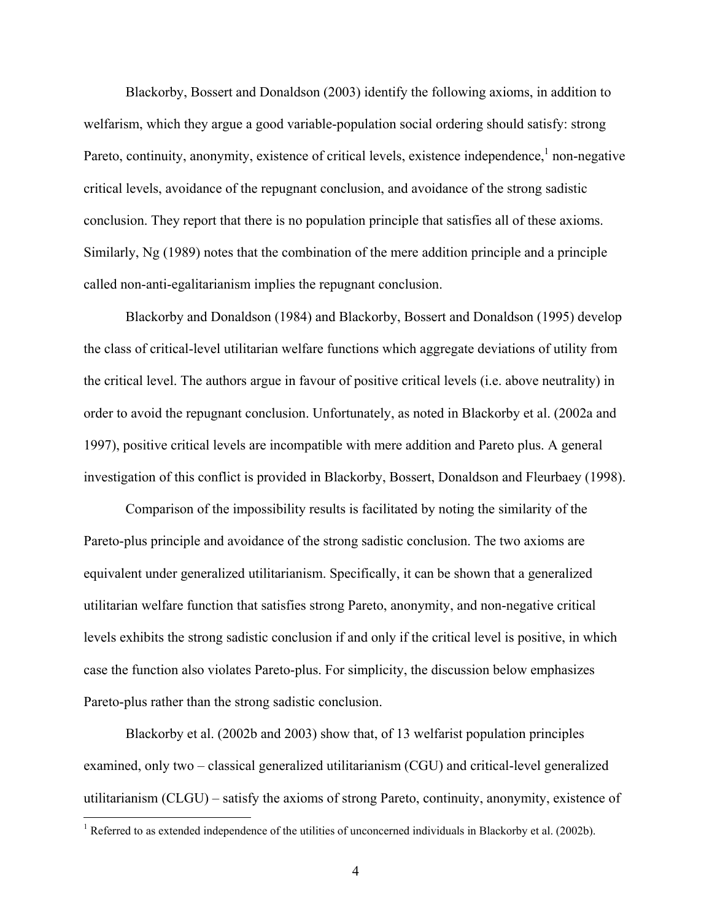Blackorby, Bossert and Donaldson (2003) identify the following axioms, in addition to welfarism, which they argue a good variable-population social ordering should satisfy: strong Pareto, continuity, anonymity, existence of critical levels, existence independence,[1] non-negative critical levels, avoidance of the repugnant conclusion, and avoidance of the strong sadistic conclusion. They report that there is no population principle that satisfies all of these axioms. Similarly, Ng (1989) notes that the combination of the mere addition principle and a principle called non-anti-egalitarianism implies the repugnant conclusion.

Blackorby and Donaldson (1984) and Blackorby, Bossert and Donaldson (1995) develop the class of critical-level utilitarian welfare functions which aggregate deviations of utility from the critical level. The authors argue in favour of positive critical levels (i.e. above neutrality) in order to avoid the repugnant conclusion. Unfortunately, as noted in Blackorby et al. (2002a and 1997), positive critical levels are incompatible with mere addition and Pareto plus. A general investigation of this conflict is provided in Blackorby, Bossert, Donaldson and Fleurbaey (1998).

Comparison of the impossibility results is facilitated by noting the similarity of the Pareto-plus principle and avoidance of the strong sadistic conclusion. The two axioms are equivalent under generalized utilitarianism. Specifically, it can be shown that a generalized utilitarian welfare function that satisfies strong Pareto, anonymity, and non-negative critical levels exhibits the strong sadistic conclusion if and only if the critical level is positive, in which case the function also violates Pareto-plus. For simplicity, the discussion below emphasizes Pareto-plus rather than the strong sadistic conclusion.

Blackorby et al. (2002b and 2003) show that, of 13 welfarist population principles examined, only two – classical generalized utilitarianism (CGU) and critical-level generalized utilitarianism (CLGU) – satisfy the axioms of strong Pareto, continuity, anonymity, existence of

[1] Referred to as extended independence of the utilities of unconcerned individuals in Blackorby et al. (2002b).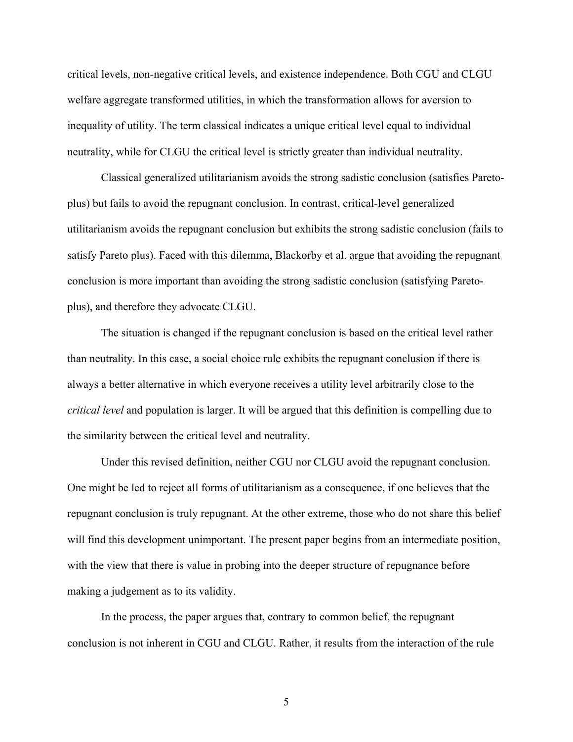critical levels, non-negative critical levels, and existence independence. Both CGU and CLGU welfare aggregate transformed utilities, in which the transformation allows for aversion to inequality of utility. The term classical indicates a unique critical level equal to individual neutrality, while for CLGU the critical level is strictly greater than individual neutrality.

Classical generalized utilitarianism avoids the strong sadistic conclusion (satisfies Pareto-plus) but fails to avoid the repugnant conclusion. In contrast, critical-level generalized utilitarianism avoids the repugnant conclusion but exhibits the strong sadistic conclusion (fails to satisfy Pareto plus). Faced with this dilemma, Blackorby et al. argue that avoiding the repugnant conclusion is more important than avoiding the strong sadistic conclusion (satisfying Pareto-plus), and therefore they advocate CLGU.

The situation is changed if the repugnant conclusion is based on the critical level rather than neutrality. In this case, a social choice rule exhibits the repugnant conclusion if there is always a better alternative in which everyone receives a utility level arbitrarily close to the *critical level* and population is larger. It will be argued that this definition is compelling due to the similarity between the critical level and neutrality.

Under this revised definition, neither CGU nor CLGU avoid the repugnant conclusion. One might be led to reject all forms of utilitarianism as a consequence, if one believes that the repugnant conclusion is truly repugnant. At the other extreme, those who do not share this belief will find this development unimportant. The present paper begins from an intermediate position, with the view that there is value in probing into the deeper structure of repugnance before making a judgement as to its validity.

In the process, the paper argues that, contrary to common belief, the repugnant conclusion is not inherent in CGU and CLGU. Rather, it results from the interaction of the rule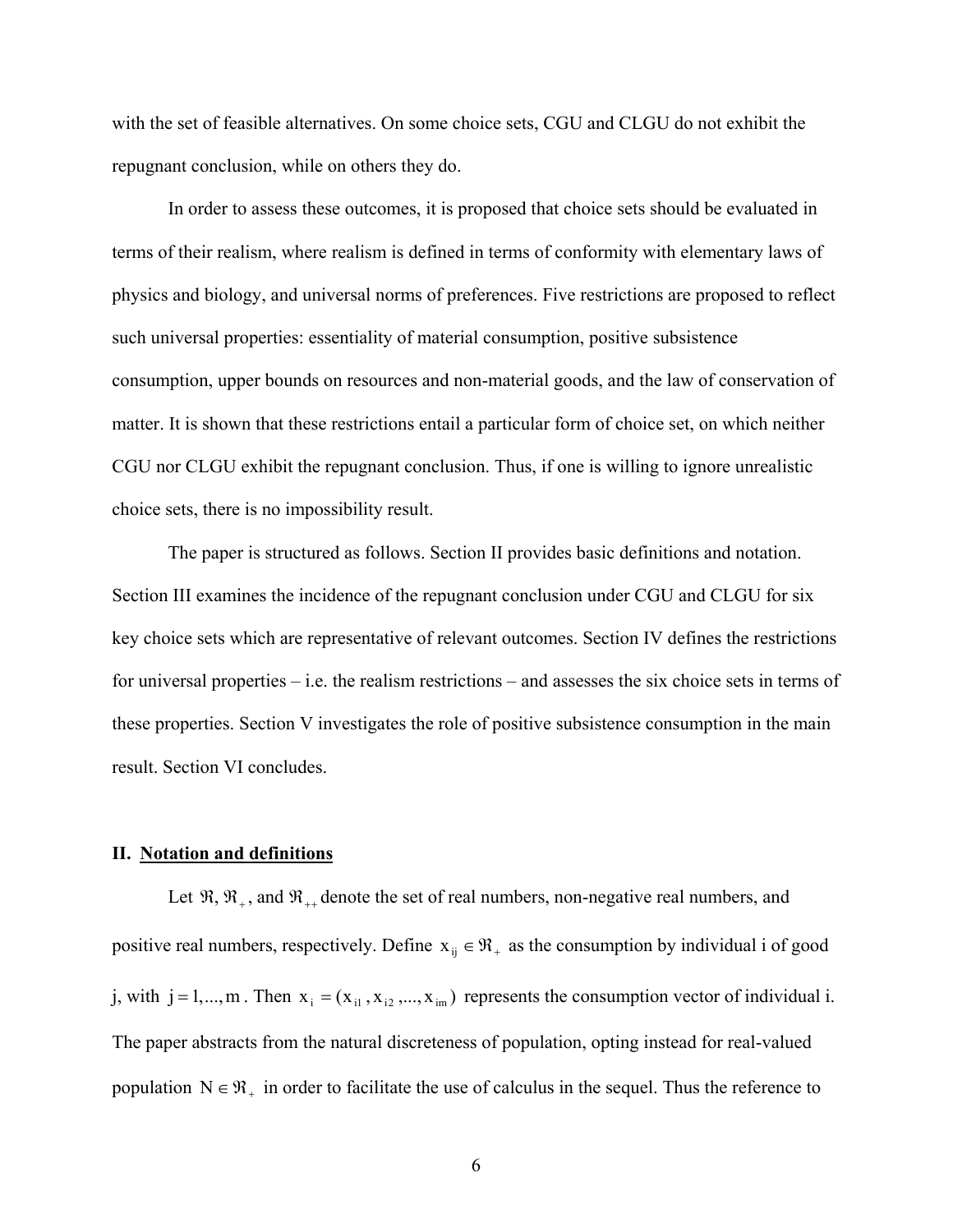with the set of feasible alternatives. On some choice sets, CGU and CLGU do not exhibit the repugnant conclusion, while on others they do.

In order to assess these outcomes, it is proposed that choice sets should be evaluated in terms of their realism, where realism is defined in terms of conformity with elementary laws of physics and biology, and universal norms of preferences. Five restrictions are proposed to reflect such universal properties: essentiality of material consumption, positive subsistence consumption, upper bounds on resources and non-material goods, and the law of conservation of matter. It is shown that these restrictions entail a particular form of choice set, on which neither CGU nor CLGU exhibit the repugnant conclusion. Thus, if one is willing to ignore unrealistic choice sets, there is no impossibility result.

The paper is structured as follows. Section II provides basic definitions and notation. Section III examines the incidence of the repugnant conclusion under CGU and CLGU for six key choice sets which are representative of relevant outcomes. Section IV defines the restrictions for universal properties – i.e. the realism restrictions – and assesses the six choice sets in terms of these properties. Section V investigates the role of positive subsistence consumption in the main result. Section VI concludes.

## II. Notation and definitions

Let $\Re$, $\Re_+$, and $\Re_{++}$ denote the set of real numbers, non-negative real numbers, and positive real numbers, respectively. Define $x_{ij} \in \Re_+$ as the consumption by individual i of good j, with $j = 1,...,m$. Then $x_i = (x_{i1}, x_{i2}, ..., x_{im})$ represents the consumption vector of individual i. The paper abstracts from the natural discreteness of population, opting instead for real-valued population $N \in \Re_+$ in order to facilitate the use of calculus in the sequel. Thus the reference to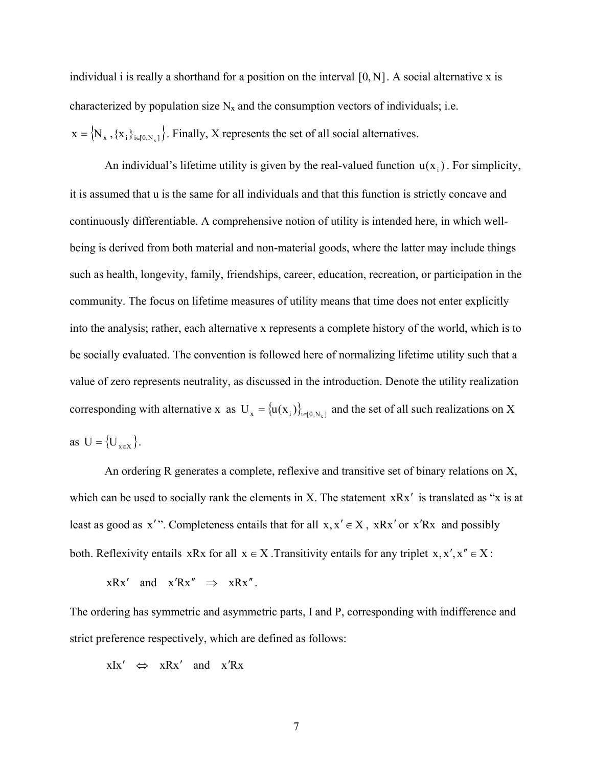individual i is really a shorthand for a position on the interval $[0, N]$. A social alternative x is characterized by population size $N_x$ and the consumption vectors of individuals; i.e. $x = \{N_x, \{x_i\}_{i\in[0,N_x]}\}$. Finally, X represents the set of all social alternatives.

An individual's lifetime utility is given by the real-valued function $u(x_i)$. For simplicity, it is assumed that u is the same for all individuals and that this function is strictly concave and continuously differentiable. A comprehensive notion of utility is intended here, in which well-being is derived from both material and non-material goods, where the latter may include things such as health, longevity, family, friendships, career, education, recreation, or participation in the community. The focus on lifetime measures of utility means that time does not enter explicitly into the analysis; rather, each alternative x represents a complete history of the world, which is to be socially evaluated. The convention is followed here of normalizing lifetime utility such that a value of zero represents neutrality, as discussed in the introduction. Denote the utility realization corresponding with alternative x as $U_x = \{u(x_i)\}_{i\in[0,N_x]}$ and the set of all such realizations on X as $U = \{U_{x\in X}\}$.

An ordering R generates a complete, reflexive and transitive set of binary relations on X, which can be used to socially rank the elements in X. The statement $xRx'$ is translated as "x is at least as good as $x'$". Completeness entails that for all $x, x' \in X$, $xRx'$ or $x'Rx$ and possibly both. Reflexivity entails $xRx$ for all $x \in X$. Transitivity entails for any triplet $x, x', x'' \in X$:

$$xRx' \quad \text{and} \quad x'Rx'' \quad \Rightarrow \quad xRx''.$$

The ordering has symmetric and asymmetric parts, I and P, corresponding with indifference and strict preference respectively, which are defined as follows:

$$xIx' \quad \Leftrightarrow \quad xRx' \quad \text{and} \quad x'Rx$$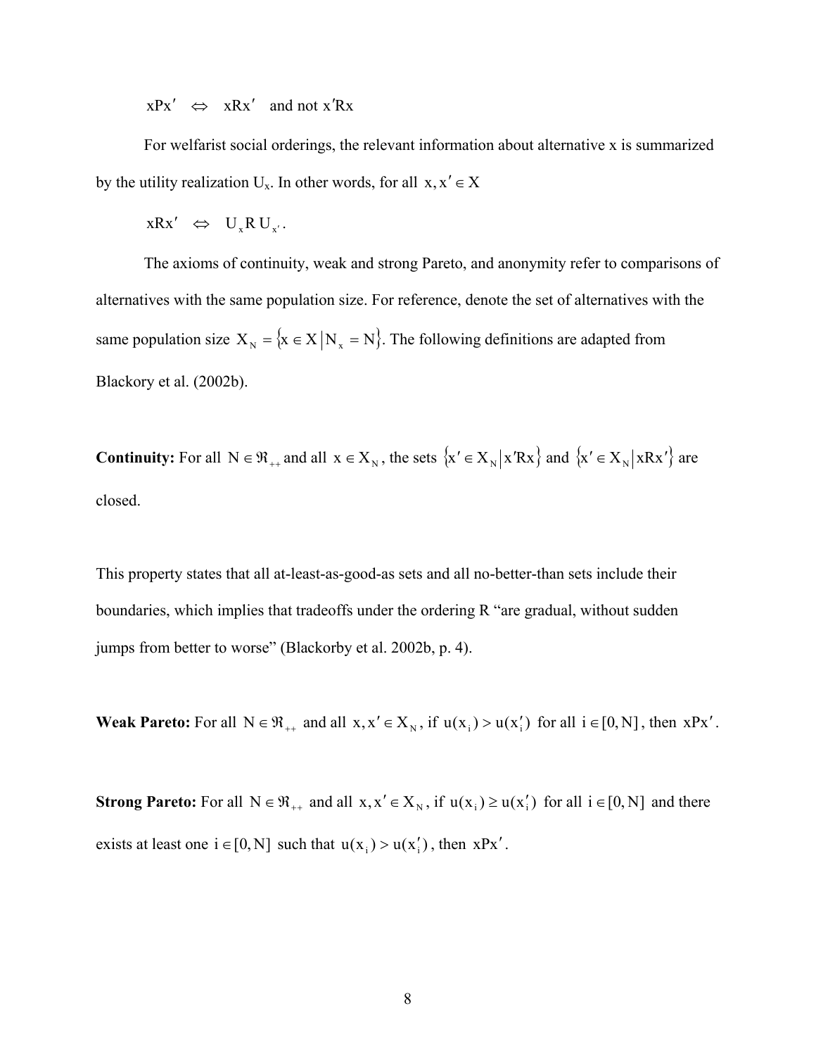$$xPx' \quad \Leftrightarrow \quad xRx' \quad \text{and not } x'Rx$$

For welfarist social orderings, the relevant information about alternative x is summarized by the utility realization $U_x$. In other words, for all $x, x' \in X$

$$xRx' \quad \Leftrightarrow \quad U_x R\, U_{x'}.$$

The axioms of continuity, weak and strong Pareto, and anonymity refer to comparisons of alternatives with the same population size. For reference, denote the set of alternatives with the same population size $X_N = \{x \in X \,|\, N_x = N\}$. The following definitions are adapted from Blackory et al. (2002b).

**Continuity:** For all $N \in \Re_{++}$ and all $x \in X_N$, the sets $\{x' \in X_N \,|\, x'Rx\}$ and $\{x' \in X_N \,|\, xRx'\}$ are closed.

This property states that all at-least-as-good-as sets and all no-better-than sets include their boundaries, which implies that tradeoffs under the ordering R "are gradual, without sudden jumps from better to worse" (Blackorby et al. 2002b, p. 4).

**Weak Pareto:** For all $N \in \Re_{++}$ and all $x, x' \in X_N$, if $u(x_i) > u(x_i')$ for all $i \in [0, N]$, then $xPx'$.

**Strong Pareto:** For all $N \in \Re_{++}$ and all $x, x' \in X_N$, if $u(x_i) \geq u(x_i')$ for all $i \in [0, N]$ and there exists at least one $i \in [0, N]$ such that $u(x_i) > u(x_i')$, then $xPx'$.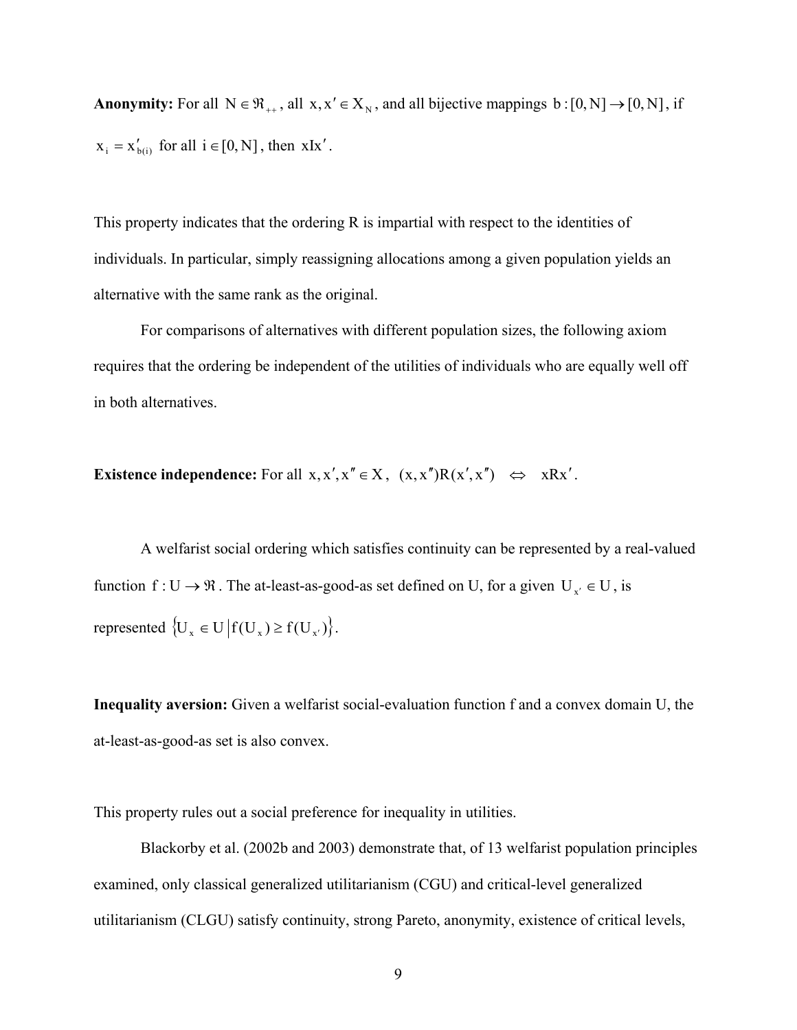**Anonymity:** For all $N \in \Re_{++}$, all $x, x' \in X_N$, and all bijective mappings $b:[0,N] \to [0,N]$, if $x_i = x'_{b(i)}$ for all $i \in [0,N]$, then $xIx'$.

This property indicates that the ordering R is impartial with respect to the identities of individuals. In particular, simply reassigning allocations among a given population yields an alternative with the same rank as the original.

For comparisons of alternatives with different population sizes, the following axiom requires that the ordering be independent of the utilities of individuals who are equally well off in both alternatives.

**Existence independence:** For all $x, x', x'' \in X$, $(x, x'')R(x', x'') \quad \Leftrightarrow \quad xRx'$.

A welfarist social ordering which satisfies continuity can be represented by a real-valued function $f : U \to \Re$. The at-least-as-good-as set defined on U, for a given $U_{x'} \in U$, is represented $\left\{ U_x \in U \,\middle|\, f(U_x) \geq f(U_{x'}) \right\}$.

**Inequality aversion:** Given a welfarist social-evaluation function f and a convex domain U, the at-least-as-good-as set is also convex.

This property rules out a social preference for inequality in utilities.

Blackorby et al. (2002b and 2003) demonstrate that, of 13 welfarist population principles examined, only classical generalized utilitarianism (CGU) and critical-level generalized utilitarianism (CLGU) satisfy continuity, strong Pareto, anonymity, existence of critical levels,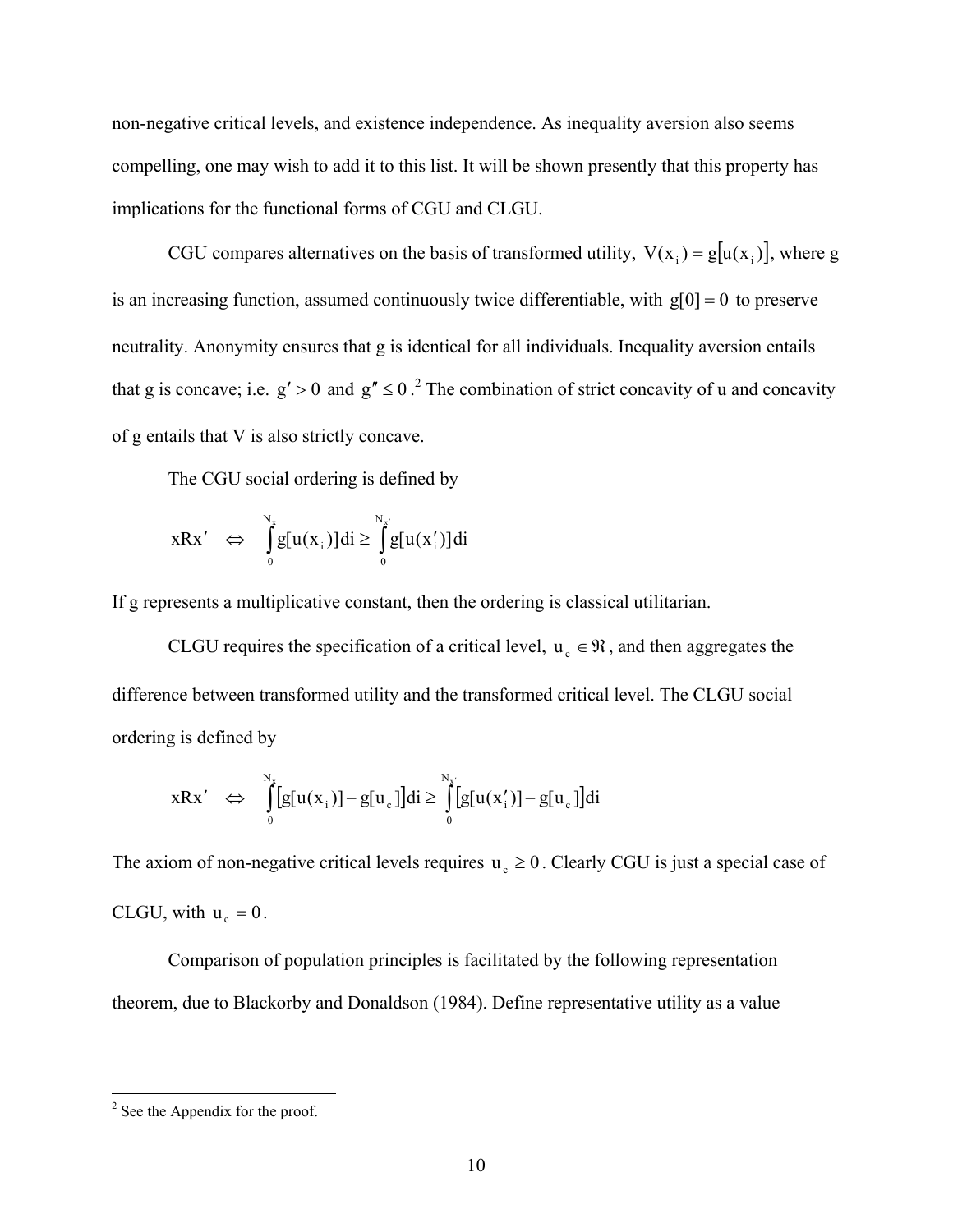non-negative critical levels, and existence independence. As inequality aversion also seems compelling, one may wish to add it to this list. It will be shown presently that this property has implications for the functional forms of CGU and CLGU.

CGU compares alternatives on the basis of transformed utility, $V(x_i) = g[u(x_i)]$, where g is an increasing function, assumed continuously twice differentiable, with $g[0] = 0$ to preserve neutrality. Anonymity ensures that g is identical for all individuals. Inequality aversion entails that g is concave; i.e. $g' > 0$ and $g'' \leq 0$.[2] The combination of strict concavity of u and concavity of g entails that V is also strictly concave.

The CGU social ordering is defined by

$$xRx' \quad \Leftrightarrow \quad \int_0^{N_x} g[u(x_i)]di \geq \int_0^{N_{x'}} g[u(x_i')]di$$

If g represents a multiplicative constant, then the ordering is classical utilitarian.

CLGU requires the specification of a critical level, $u_c \in \Re$, and then aggregates the difference between transformed utility and the transformed critical level. The CLGU social ordering is defined by

$$xRx' \quad \Leftrightarrow \quad \int_0^{N_x} \big[g[u(x_i)] - g[u_c]\big]di \geq \int_0^{N_{x'}} \big[g[u(x_i')] - g[u_c]\big]di$$

The axiom of non-negative critical levels requires $u_c \geq 0$. Clearly CGU is just a special case of CLGU, with $u_c = 0$.

Comparison of population principles is facilitated by the following representation theorem, due to Blackorby and Donaldson (1984). Define representative utility as a value

[2] See the Appendix for the proof.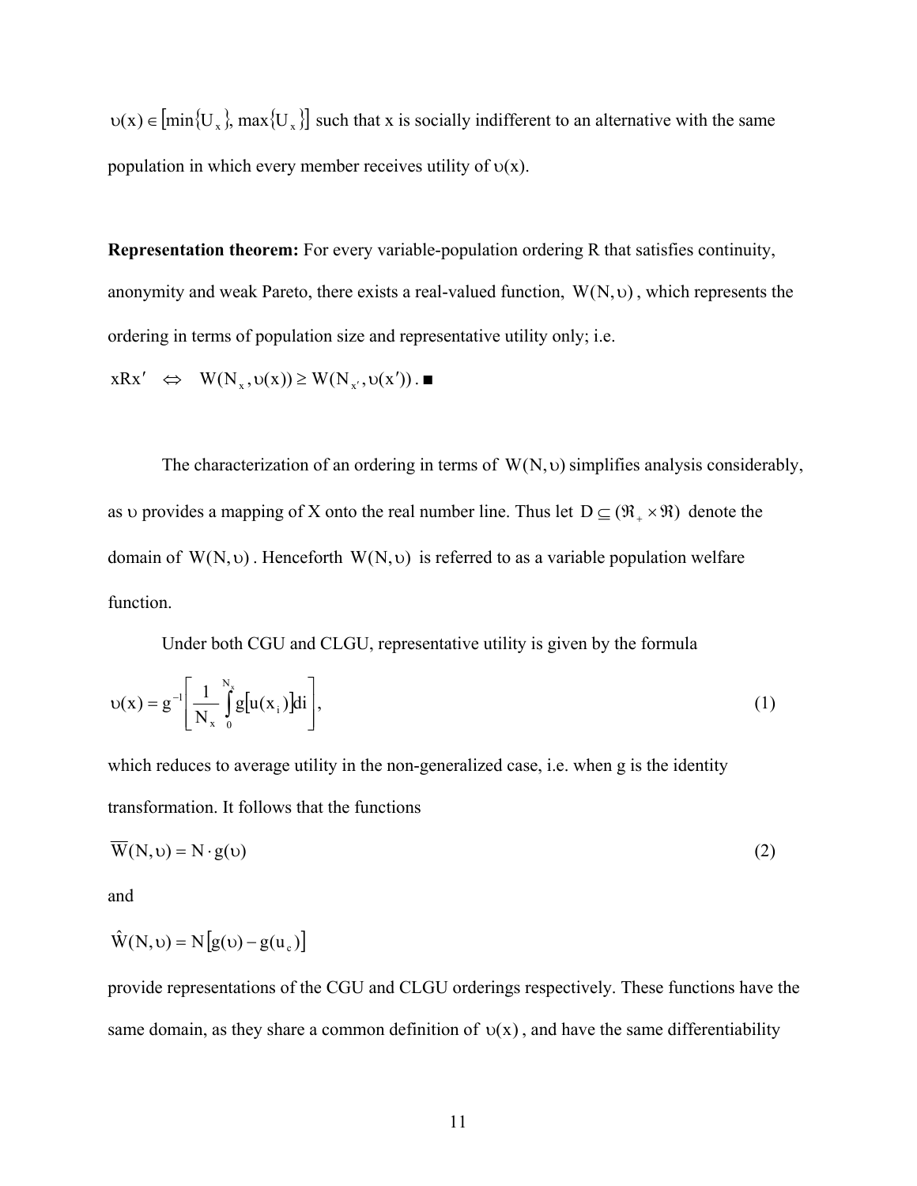$\upsilon(x) \in [\min\{U_x\}, \max\{U_x\}]$ such that x is socially indifferent to an alternative with the same population in which every member receives utility of $\upsilon(x)$.

**Representation theorem:** For every variable-population ordering R that satisfies continuity, anonymity and weak Pareto, there exists a real-valued function, $W(N, \upsilon)$, which represents the ordering in terms of population size and representative utility only; i.e.

$xRx' \quad \Leftrightarrow \quad W(N_x, \upsilon(x)) \geq W(N_{x'}, \upsilon(x'))$. ■

The characterization of an ordering in terms of $W(N, \upsilon)$ simplifies analysis considerably, as $\upsilon$ provides a mapping of X onto the real number line. Thus let $D \subseteq (\Re_+ \times \Re)$ denote the domain of $W(N, \upsilon)$. Henceforth $W(N, \upsilon)$ is referred to as a variable population welfare function.

Under both CGU and CLGU, representative utility is given by the formula

$$\upsilon(x) = g^{-1}\left[\frac{1}{N_x}\int_0^{N_x} g[u(x_i)]di\right], \tag{1}$$

which reduces to average utility in the non-generalized case, i.e. when g is the identity transformation. It follows that the functions

$$\overline{W}(N, \upsilon) = N \cdot g(\upsilon) \tag{2}$$

and

$$\hat{W}(N, \upsilon) = N[g(\upsilon) - g(u_c)]$$

provide representations of the CGU and CLGU orderings respectively. These functions have the same domain, as they share a common definition of $\upsilon(x)$, and have the same differentiability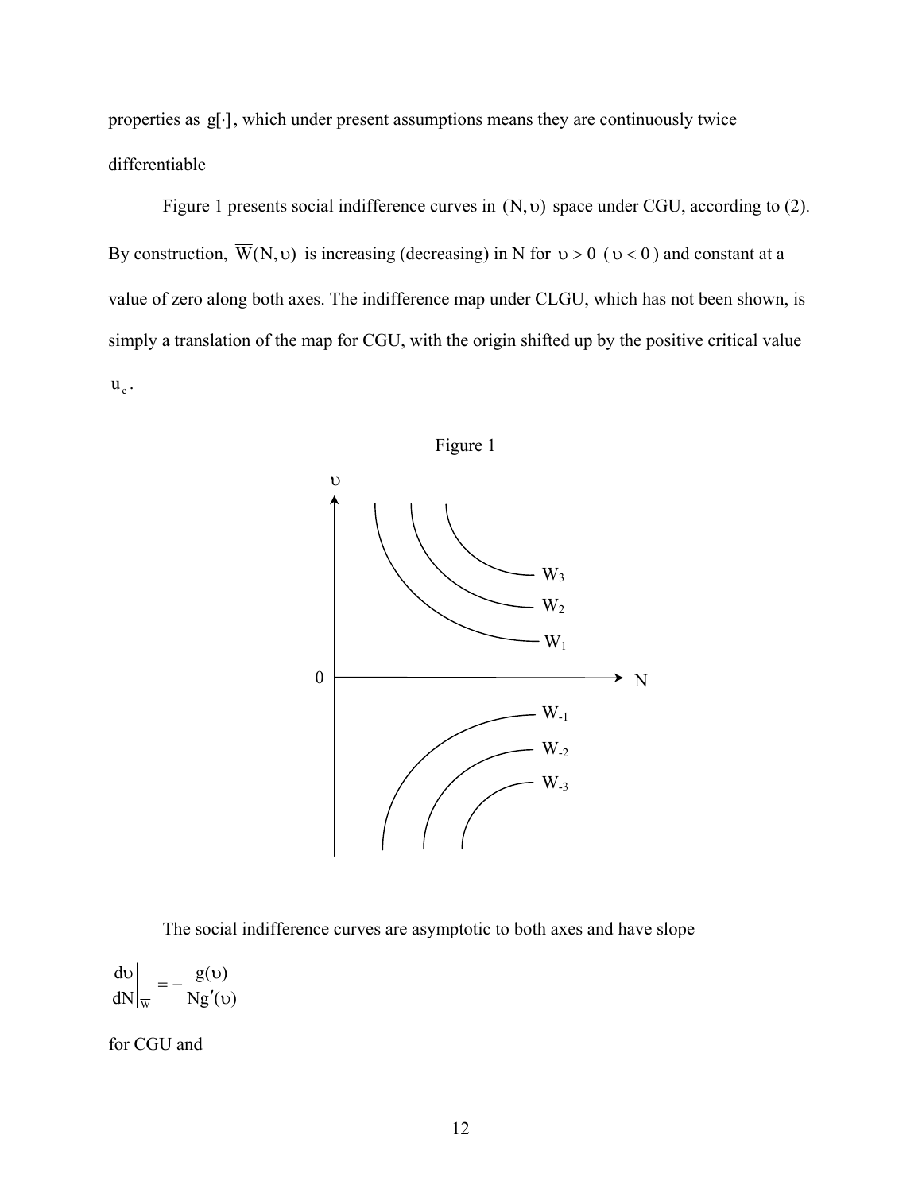properties as $g[\cdot]$, which under present assumptions means they are continuously twice differentiable

Figure 1 presents social indifference curves in $(N, \upsilon)$ space under CGU, according to (2). By construction, $\overline{W}(N, \upsilon)$ is increasing (decreasing) in N for $\upsilon > 0$ ($\upsilon < 0$) and constant at a value of zero along both axes. The indifference map under CLGU, which has not been shown, is simply a translation of the map for CGU, with the origin shifted up by the positive critical value $u_c$.

Figure 1

The social indifference curves are asymptotic to both axes and have slope

$$\left.\frac{d\upsilon}{dN}\right|_{\overline{W}} = -\frac{g(\upsilon)}{Ng'(\upsilon)}$$

for CGU and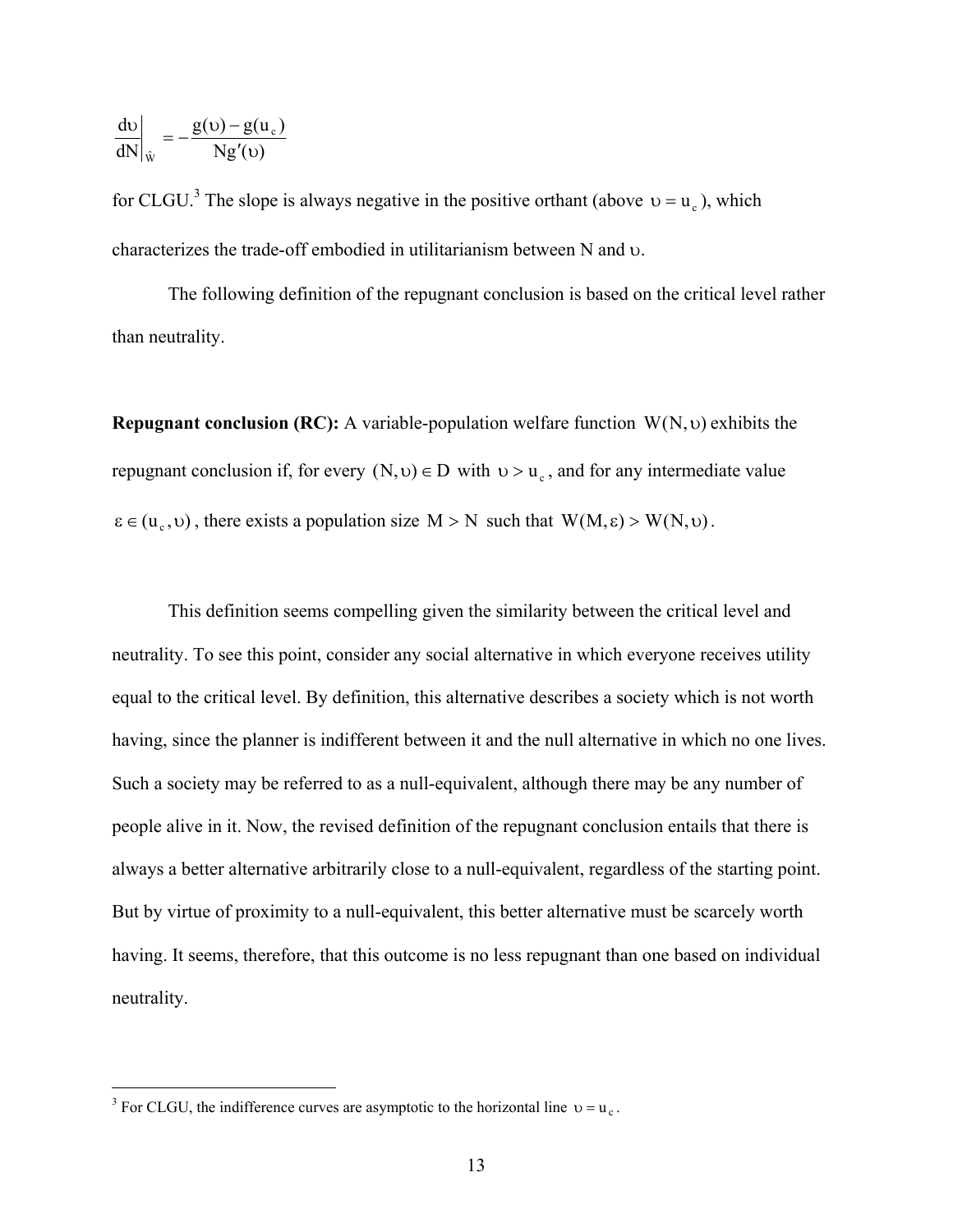$$\left.\frac{d\upsilon}{dN}\right|_{\hat{W}} = -\frac{g(\upsilon) - g(u_c)}{Ng'(\upsilon)}$$

for CLGU.[3] The slope is always negative in the positive orthant (above $\upsilon = u_c$), which characterizes the trade-off embodied in utilitarianism between N and $\upsilon$.

The following definition of the repugnant conclusion is based on the critical level rather than neutrality.

**Repugnant conclusion (RC):** A variable-population welfare function $W(N, \upsilon)$ exhibits the repugnant conclusion if, for every $(N, \upsilon) \in D$ with $\upsilon > u_c$, and for any intermediate value $\varepsilon \in (u_c, \upsilon)$, there exists a population size $M > N$ such that $W(M, \varepsilon) > W(N, \upsilon)$.

This definition seems compelling given the similarity between the critical level and neutrality. To see this point, consider any social alternative in which everyone receives utility equal to the critical level. By definition, this alternative describes a society which is not worth having, since the planner is indifferent between it and the null alternative in which no one lives. Such a society may be referred to as a null-equivalent, although there may be any number of people alive in it. Now, the revised definition of the repugnant conclusion entails that there is always a better alternative arbitrarily close to a null-equivalent, regardless of the starting point. But by virtue of proximity to a null-equivalent, this better alternative must be scarcely worth having. It seems, therefore, that this outcome is no less repugnant than one based on individual neutrality.

---

[3] For CLGU, the indifference curves are asymptotic to the horizontal line $\upsilon = u_c$.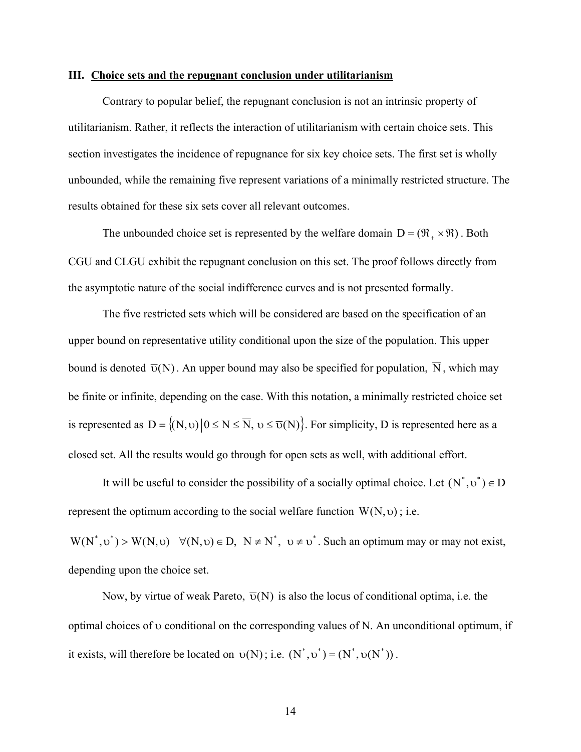### III. Choice sets and the repugnant conclusion under utilitarianism

Contrary to popular belief, the repugnant conclusion is not an intrinsic property of utilitarianism. Rather, it reflects the interaction of utilitarianism with certain choice sets. This section investigates the incidence of repugnance for six key choice sets. The first set is wholly unbounded, while the remaining five represent variations of a minimally restricted structure. The results obtained for these six sets cover all relevant outcomes.

The unbounded choice set is represented by the welfare domain $D = (\Re_+ \times \Re)$. Both CGU and CLGU exhibit the repugnant conclusion on this set. The proof follows directly from the asymptotic nature of the social indifference curves and is not presented formally.

The five restricted sets which will be considered are based on the specification of an upper bound on representative utility conditional upon the size of the population. This upper bound is denoted $\overline{\upsilon}(N)$. An upper bound may also be specified for population, $\overline{N}$, which may be finite or infinite, depending on the case. With this notation, a minimally restricted choice set is represented as $D = \{(N, \upsilon) \,|\, 0 \le N \le \overline{N},\ \upsilon \le \overline{\upsilon}(N)\}$. For simplicity, D is represented here as a closed set. All the results would go through for open sets as well, with additional effort.

It will be useful to consider the possibility of a socially optimal choice. Let $(N^*, \upsilon^*) \in D$ represent the optimum according to the social welfare function $W(N, \upsilon)$; i.e. $W(N^*, \upsilon^*) > W(N, \upsilon) \quad \forall (N, \upsilon) \in D,\ N \ne N^*,\ \upsilon \ne \upsilon^*$. Such an optimum may or may not exist, depending upon the choice set.

Now, by virtue of weak Pareto, $\overline{\upsilon}(N)$ is also the locus of conditional optima, i.e. the optimal choices of $\upsilon$ conditional on the corresponding values of N. An unconditional optimum, if it exists, will therefore be located on $\overline{\upsilon}(N)$; i.e. $(N^*, \upsilon^*) = (N^*, \overline{\upsilon}(N^*))$.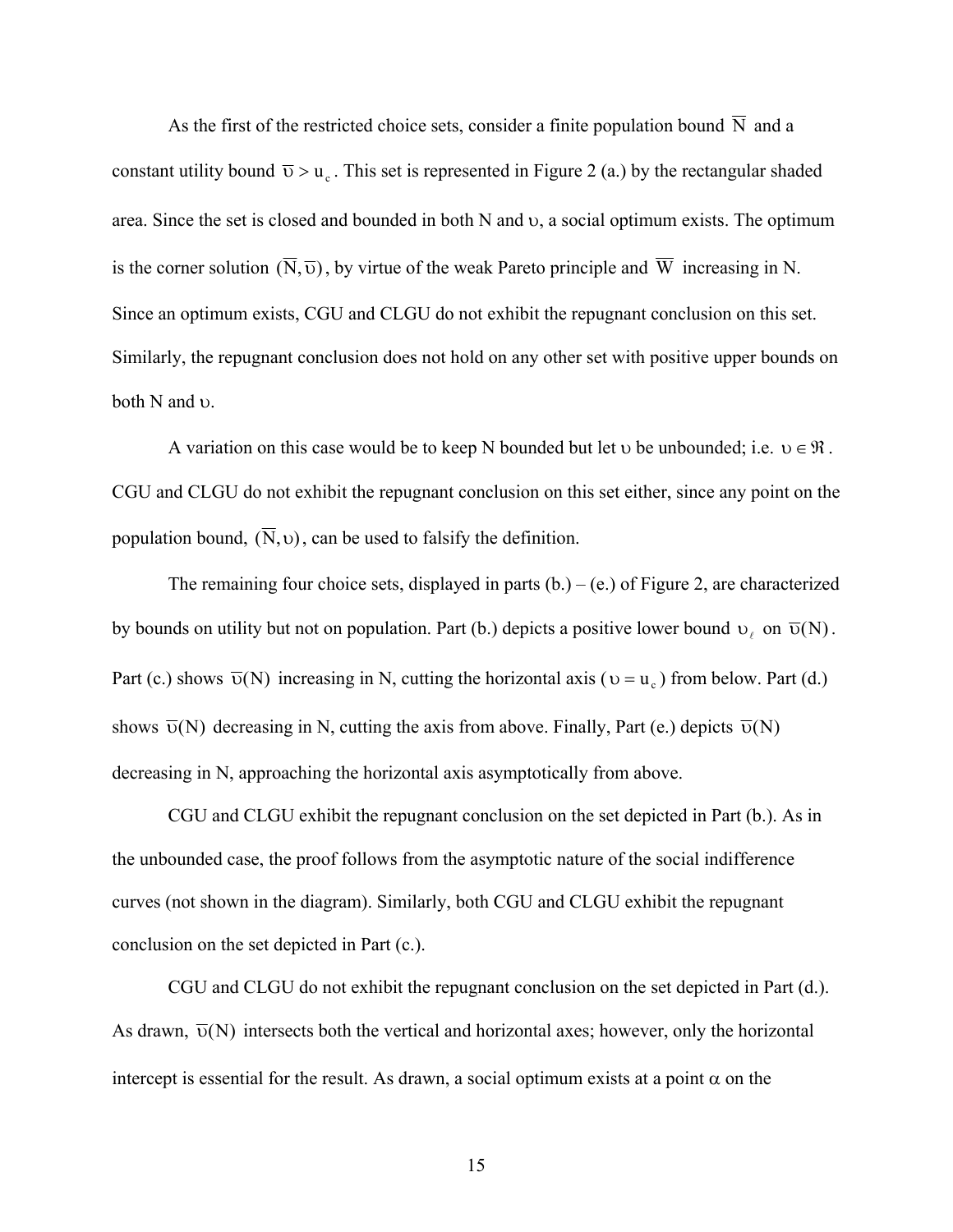As the first of the restricted choice sets, consider a finite population bound $\overline{N}$ and a constant utility bound $\overline{\upsilon} > u_c$. This set is represented in Figure 2 (a.) by the rectangular shaded area. Since the set is closed and bounded in both N and $\upsilon$, a social optimum exists. The optimum is the corner solution $(\overline{N}, \overline{\upsilon})$, by virtue of the weak Pareto principle and $\overline{W}$ increasing in N. Since an optimum exists, CGU and CLGU do not exhibit the repugnant conclusion on this set. Similarly, the repugnant conclusion does not hold on any other set with positive upper bounds on both N and $\upsilon$.

A variation on this case would be to keep N bounded but let $\upsilon$ be unbounded; i.e. $\upsilon \in \Re$. CGU and CLGU do not exhibit the repugnant conclusion on this set either, since any point on the population bound, $(\overline{N}, \upsilon)$, can be used to falsify the definition.

The remaining four choice sets, displayed in parts (b.) – (e.) of Figure 2, are characterized by bounds on utility but not on population. Part (b.) depicts a positive lower bound $\upsilon_\ell$ on $\overline{\upsilon}(N)$. Part (c.) shows $\overline{\upsilon}(N)$ increasing in N, cutting the horizontal axis ($\upsilon = u_c$) from below. Part (d.) shows $\overline{\upsilon}(N)$ decreasing in N, cutting the axis from above. Finally, Part (e.) depicts $\overline{\upsilon}(N)$ decreasing in N, approaching the horizontal axis asymptotically from above.

CGU and CLGU exhibit the repugnant conclusion on the set depicted in Part (b.). As in the unbounded case, the proof follows from the asymptotic nature of the social indifference curves (not shown in the diagram). Similarly, both CGU and CLGU exhibit the repugnant conclusion on the set depicted in Part (c.).

CGU and CLGU do not exhibit the repugnant conclusion on the set depicted in Part (d.). As drawn, $\overline{\upsilon}(N)$ intersects both the vertical and horizontal axes; however, only the horizontal intercept is essential for the result. As drawn, a social optimum exists at a point $\alpha$ on the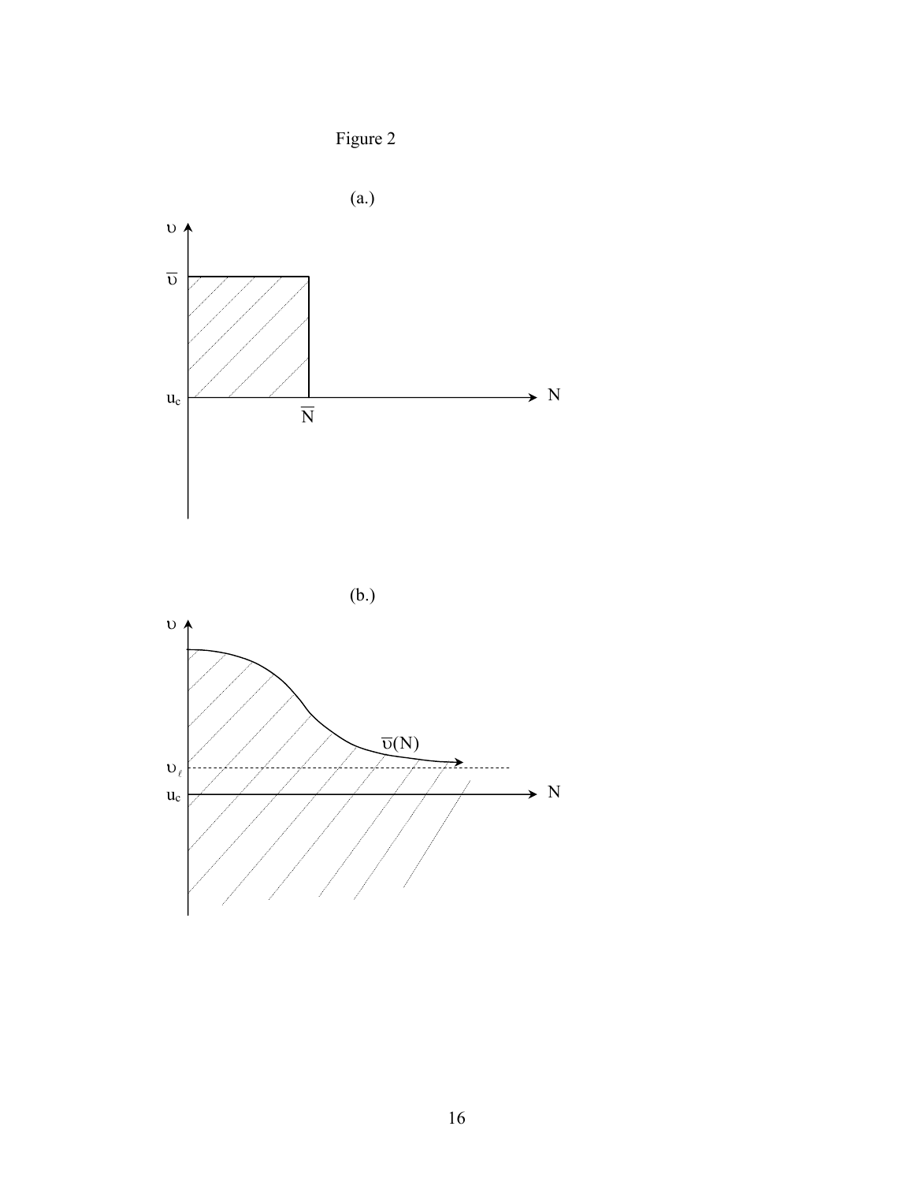Figure 2

(a.)

(b.)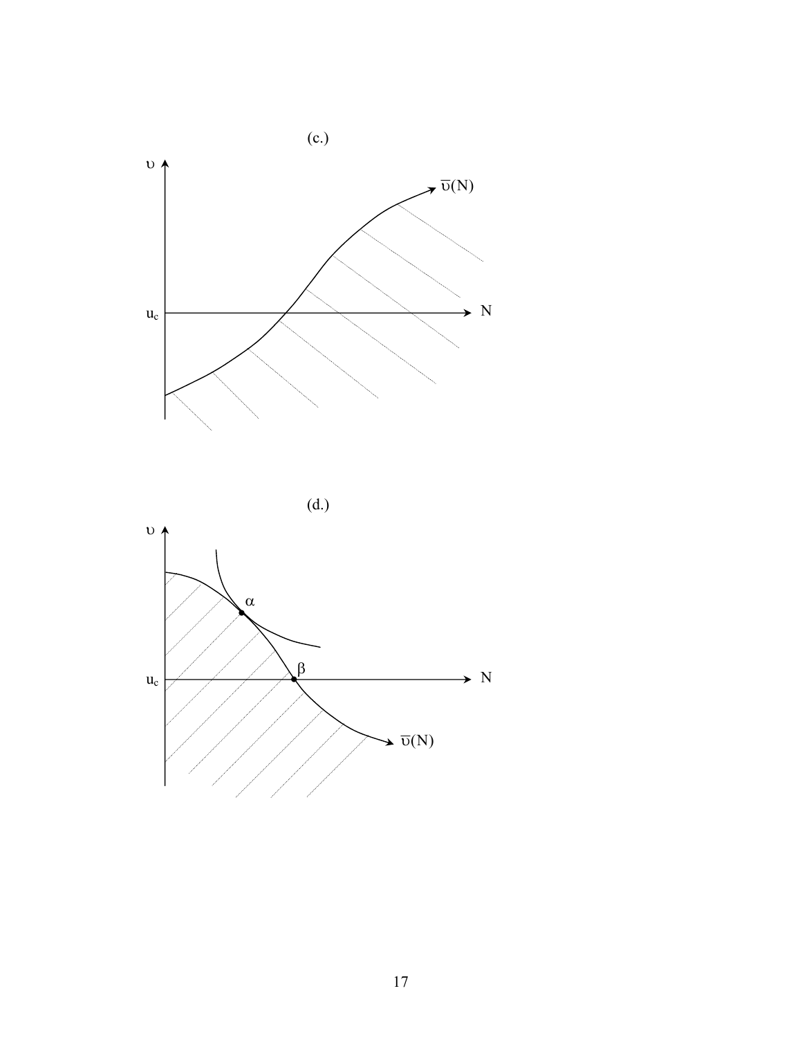(c.)

(d.)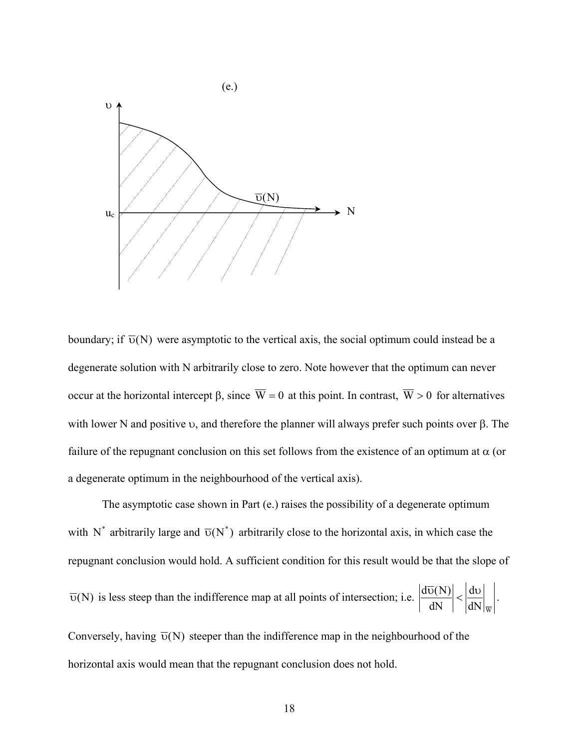(e.)

boundary; if $\overline{\upsilon}(N)$ were asymptotic to the vertical axis, the social optimum could instead be a degenerate solution with N arbitrarily close to zero. Note however that the optimum can never occur at the horizontal intercept β, since $\overline{W} = 0$ at this point. In contrast, $\overline{W} > 0$ for alternatives with lower N and positive υ, and therefore the planner will always prefer such points over β. The failure of the repugnant conclusion on this set follows from the existence of an optimum at α (or a degenerate optimum in the neighbourhood of the vertical axis).

The asymptotic case shown in Part (e.) raises the possibility of a degenerate optimum with $N^*$ arbitrarily large and $\overline{\upsilon}(N^*)$ arbitrarily close to the horizontal axis, in which case the repugnant conclusion would hold. A sufficient condition for this result would be that the slope of $\overline{\upsilon}(N)$ is less steep than the indifference map at all points of intersection; i.e. $\left|\frac{d\overline{\upsilon}(N)}{dN}\right| < \left|\frac{d\upsilon}{dN}\bigg|_{\overline{W}}\right|$.

Conversely, having $\overline{\upsilon}(N)$ steeper than the indifference map in the neighbourhood of the horizontal axis would mean that the repugnant conclusion does not hold.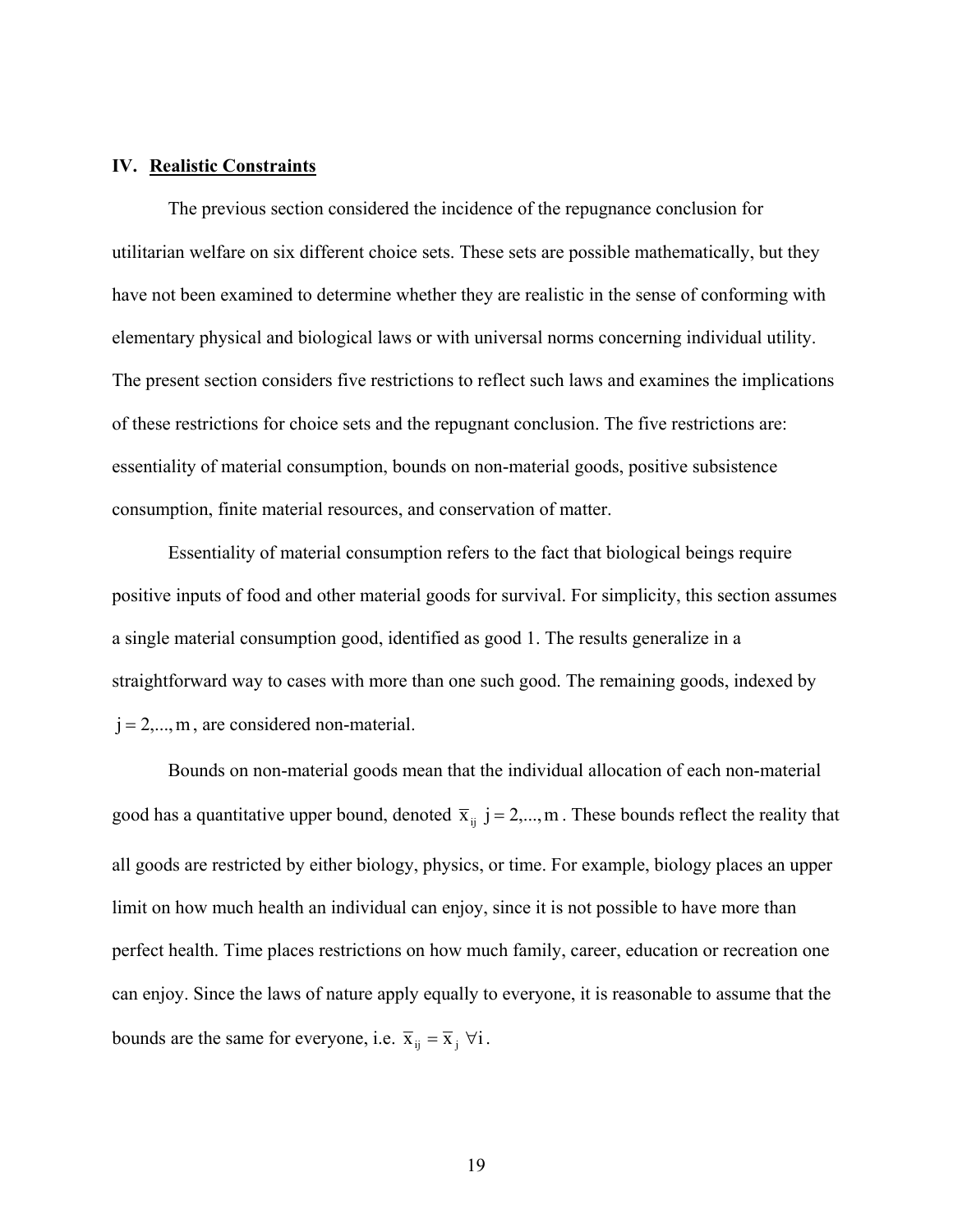## IV. Realistic Constraints

The previous section considered the incidence of the repugnance conclusion for utilitarian welfare on six different choice sets. These sets are possible mathematically, but they have not been examined to determine whether they are realistic in the sense of conforming with elementary physical and biological laws or with universal norms concerning individual utility. The present section considers five restrictions to reflect such laws and examines the implications of these restrictions for choice sets and the repugnant conclusion. The five restrictions are: essentiality of material consumption, bounds on non-material goods, positive subsistence consumption, finite material resources, and conservation of matter.

Essentiality of material consumption refers to the fact that biological beings require positive inputs of food and other material goods for survival. For simplicity, this section assumes a single material consumption good, identified as good 1. The results generalize in a straightforward way to cases with more than one such good. The remaining goods, indexed by $j = 2,...,m$, are considered non-material.

Bounds on non-material goods mean that the individual allocation of each non-material good has a quantitative upper bound, denoted $\overline{x}_{ij}$ $j = 2,...,m$. These bounds reflect the reality that all goods are restricted by either biology, physics, or time. For example, biology places an upper limit on how much health an individual can enjoy, since it is not possible to have more than perfect health. Time places restrictions on how much family, career, education or recreation one can enjoy. Since the laws of nature apply equally to everyone, it is reasonable to assume that the bounds are the same for everyone, i.e. $\overline{x}_{ij} = \overline{x}_j \;\forall i$.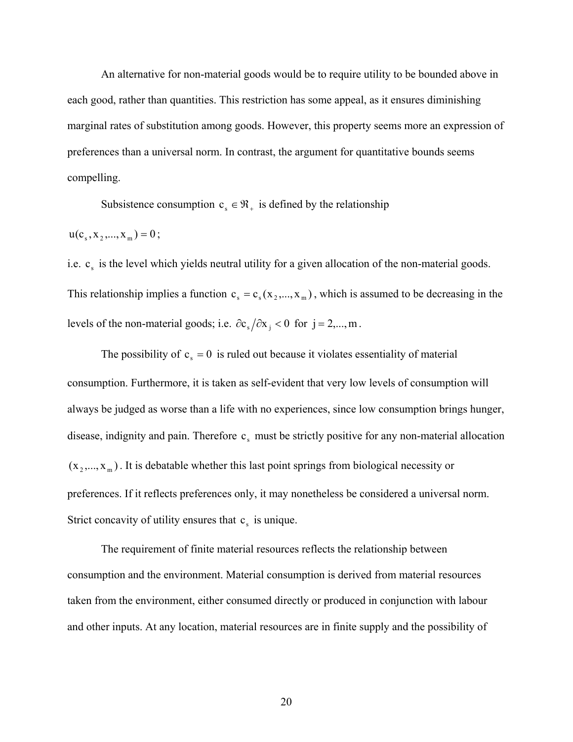An alternative for non-material goods would be to require utility to be bounded above in each good, rather than quantities. This restriction has some appeal, as it ensures diminishing marginal rates of substitution among goods. However, this property seems more an expression of preferences than a universal norm. In contrast, the argument for quantitative bounds seems compelling.

Subsistence consumption $c_s \in \Re_+$ is defined by the relationship

$u(c_s, x_2, ..., x_m) = 0$;

i.e. $c_s$ is the level which yields neutral utility for a given allocation of the non-material goods. This relationship implies a function $c_s = c_s(x_2, ..., x_m)$, which is assumed to be decreasing in the levels of the non-material goods; i.e. $\partial c_s / \partial x_j < 0$ for $j = 2, ..., m$.

The possibility of $c_s = 0$ is ruled out because it violates essentiality of material consumption. Furthermore, it is taken as self-evident that very low levels of consumption will always be judged as worse than a life with no experiences, since low consumption brings hunger, disease, indignity and pain. Therefore $c_s$ must be strictly positive for any non-material allocation $(x_2, ..., x_m)$. It is debatable whether this last point springs from biological necessity or preferences. If it reflects preferences only, it may nonetheless be considered a universal norm. Strict concavity of utility ensures that $c_s$ is unique.

The requirement of finite material resources reflects the relationship between consumption and the environment. Material consumption is derived from material resources taken from the environment, either consumed directly or produced in conjunction with labour and other inputs. At any location, material resources are in finite supply and the possibility of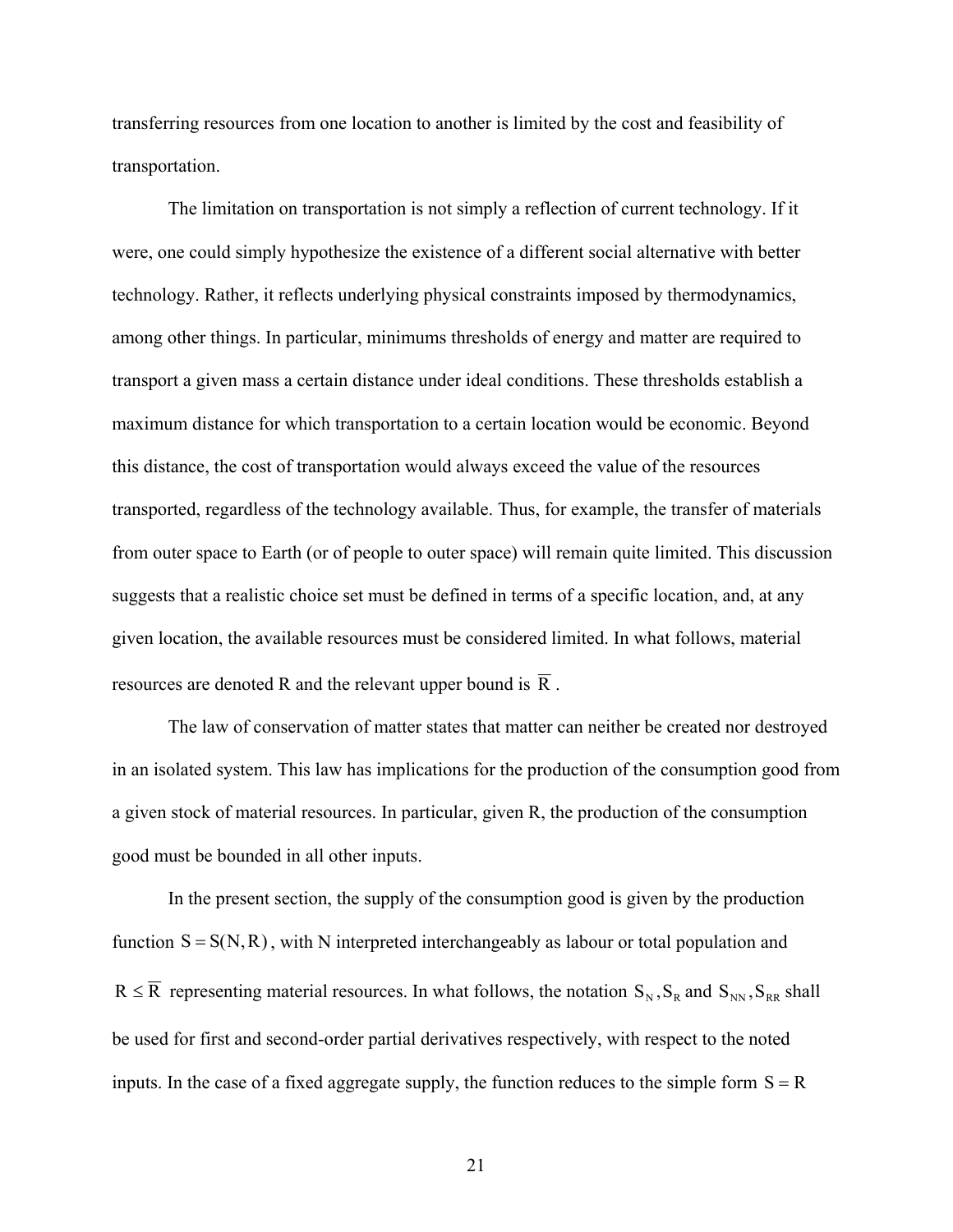transferring resources from one location to another is limited by the cost and feasibility of transportation.

The limitation on transportation is not simply a reflection of current technology. If it were, one could simply hypothesize the existence of a different social alternative with better technology. Rather, it reflects underlying physical constraints imposed by thermodynamics, among other things. In particular, minimums thresholds of energy and matter are required to transport a given mass a certain distance under ideal conditions. These thresholds establish a maximum distance for which transportation to a certain location would be economic. Beyond this distance, the cost of transportation would always exceed the value of the resources transported, regardless of the technology available. Thus, for example, the transfer of materials from outer space to Earth (or of people to outer space) will remain quite limited. This discussion suggests that a realistic choice set must be defined in terms of a specific location, and, at any given location, the available resources must be considered limited. In what follows, material resources are denoted R and the relevant upper bound is $\overline{R}$.

The law of conservation of matter states that matter can neither be created nor destroyed in an isolated system. This law has implications for the production of the consumption good from a given stock of material resources. In particular, given R, the production of the consumption good must be bounded in all other inputs.

In the present section, the supply of the consumption good is given by the production function $S = S(N, R)$, with N interpreted interchangeably as labour or total population and $R \leq \overline{R}$ representing material resources. In what follows, the notation $S_N, S_R$ and $S_{NN}, S_{RR}$ shall be used for first and second-order partial derivatives respectively, with respect to the noted inputs. In the case of a fixed aggregate supply, the function reduces to the simple form $S = R$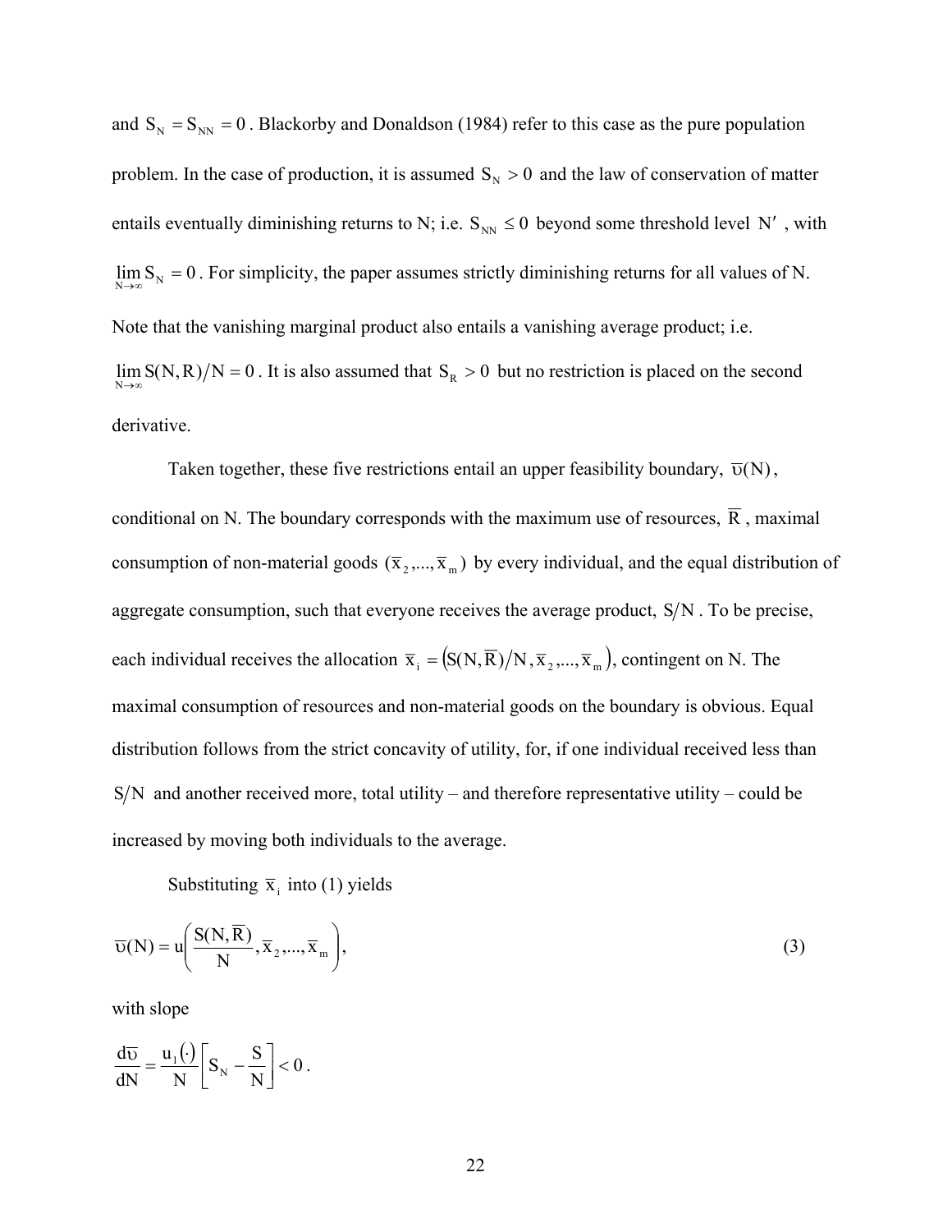and $S_N = S_{NN} = 0$. Blackorby and Donaldson (1984) refer to this case as the pure population problem. In the case of production, it is assumed $S_N > 0$ and the law of conservation of matter entails eventually diminishing returns to N; i.e. $S_{NN} \leq 0$ beyond some threshold level $N'$, with $\lim_{N \to \infty} S_N = 0$. For simplicity, the paper assumes strictly diminishing returns for all values of N. Note that the vanishing marginal product also entails a vanishing average product; i.e. $\lim_{N \to \infty} S(N, R)/N = 0$. It is also assumed that $S_R > 0$ but no restriction is placed on the second derivative.

Taken together, these five restrictions entail an upper feasibility boundary, $\overline{\upsilon}(N)$, conditional on N. The boundary corresponds with the maximum use of resources, $\overline{R}$, maximal consumption of non-material goods $(\overline{x}_2, ..., \overline{x}_m)$ by every individual, and the equal distribution of aggregate consumption, such that everyone receives the average product, $S/N$. To be precise, each individual receives the allocation $\overline{x}_i = \left(S(N, \overline{R})/N, \overline{x}_2, ..., \overline{x}_m\right)$, contingent on N. The maximal consumption of resources and non-material goods on the boundary is obvious. Equal distribution follows from the strict concavity of utility, for, if one individual received less than $S/N$ and another received more, total utility – and therefore representative utility – could be increased by moving both individuals to the average.

Substituting $\overline{x}_i$ into (1) yields

$$\overline{\upsilon}(N) = u\left(\frac{S(N, \overline{R})}{N}, \overline{x}_2, ..., \overline{x}_m\right), \tag{3}$$

with slope

$$\frac{d\overline{\upsilon}}{dN} = \frac{u_1(\cdot)}{N}\left[S_N - \frac{S}{N}\right] < 0.$$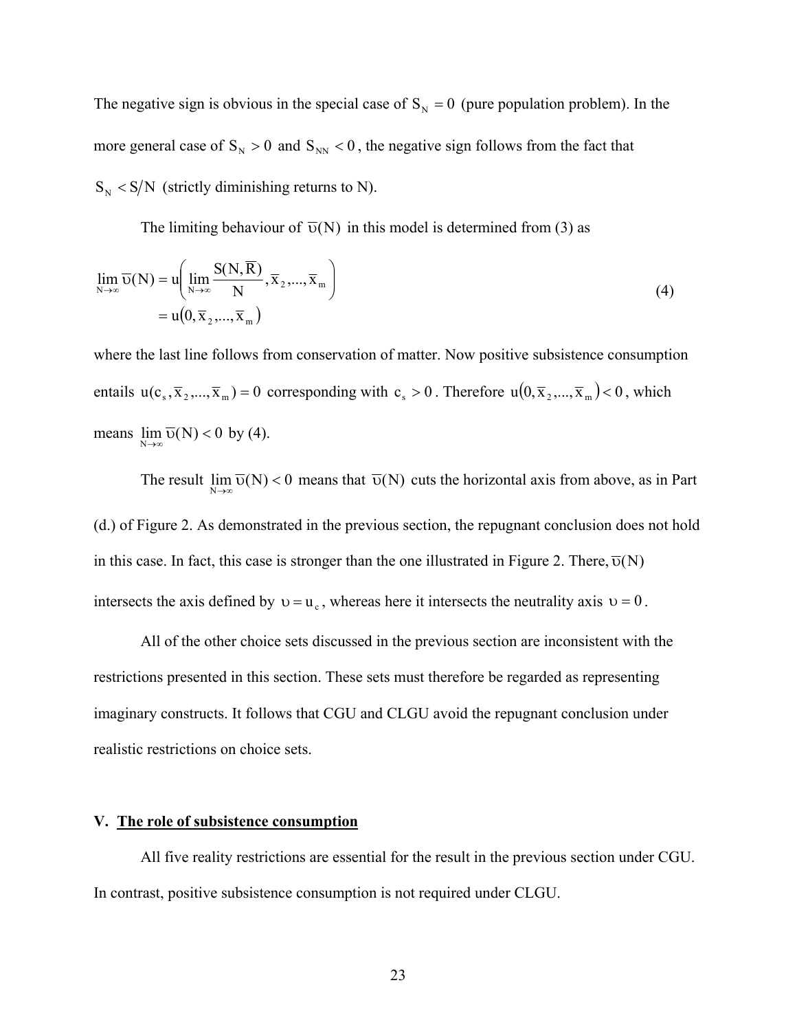The negative sign is obvious in the special case of $S_N = 0$ (pure population problem). In the more general case of $S_N > 0$ and $S_{NN} < 0$, the negative sign follows from the fact that $S_N < S/N$ (strictly diminishing returns to N).

The limiting behaviour of $\overline{\upsilon}(N)$ in this model is determined from (3) as

$$\begin{aligned}\lim_{N\to\infty} \overline{\upsilon}(N) &= u\left(\lim_{N\to\infty} \frac{S(N,\overline{R})}{N}, \overline{x}_2, ..., \overline{x}_m\right) \\ &= u\left(0, \overline{x}_2, ..., \overline{x}_m\right)\end{aligned} \tag{4}$$

where the last line follows from conservation of matter. Now positive subsistence consumption entails $u(c_s, \overline{x}_2, ..., \overline{x}_m) = 0$ corresponding with $c_s > 0$. Therefore $u\left(0, \overline{x}_2, ..., \overline{x}_m\right) < 0$, which means $\lim_{N\to\infty} \overline{\upsilon}(N) < 0$ by (4).

The result $\lim_{N\to\infty} \overline{\upsilon}(N) < 0$ means that $\overline{\upsilon}(N)$ cuts the horizontal axis from above, as in Part (d.) of Figure 2. As demonstrated in the previous section, the repugnant conclusion does not hold in this case. In fact, this case is stronger than the one illustrated in Figure 2. There, $\overline{\upsilon}(N)$ intersects the axis defined by $\upsilon = u_c$, whereas here it intersects the neutrality axis $\upsilon = 0$.

All of the other choice sets discussed in the previous section are inconsistent with the restrictions presented in this section. These sets must therefore be regarded as representing imaginary constructs. It follows that CGU and CLGU avoid the repugnant conclusion under realistic restrictions on choice sets.

## V. The role of subsistence consumption

All five reality restrictions are essential for the result in the previous section under CGU. In contrast, positive subsistence consumption is not required under CLGU.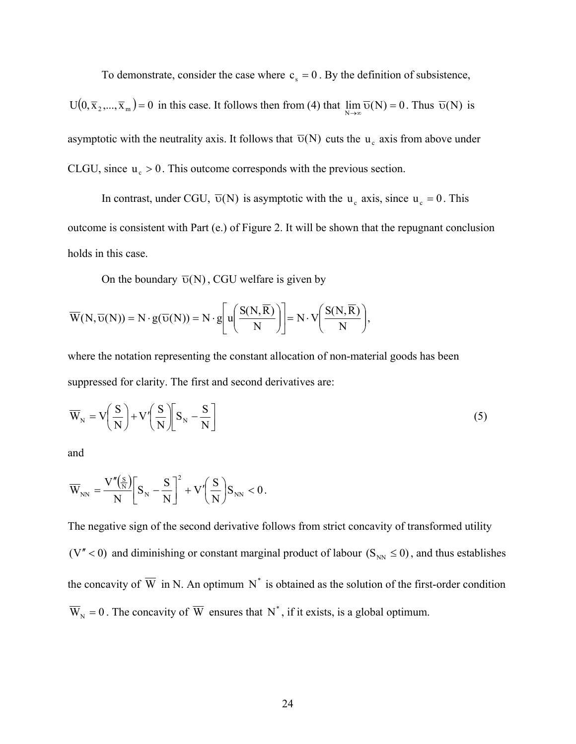To demonstrate, consider the case where $c_s = 0$. By the definition of subsistence, $U(0, \overline{x}_2, ..., \overline{x}_m) = 0$ in this case. It follows then from (4) that $\lim_{N \to \infty} \overline{\upsilon}(N) = 0$. Thus $\overline{\upsilon}(N)$ is asymptotic with the neutrality axis. It follows that $\overline{\upsilon}(N)$ cuts the $u_c$ axis from above under CLGU, since $u_c > 0$. This outcome corresponds with the previous section.

In contrast, under CGU, $\overline{\upsilon}(N)$ is asymptotic with the $u_c$ axis, since $u_c = 0$. This outcome is consistent with Part (e.) of Figure 2. It will be shown that the repugnant conclusion holds in this case.

On the boundary $\overline{\upsilon}(N)$, CGU welfare is given by

$$\overline{W}(N, \overline{\upsilon}(N)) = N \cdot g(\overline{\upsilon}(N)) = N \cdot g\left[u\left(\frac{S(N, \overline{R})}{N}\right)\right] = N \cdot V\left(\frac{S(N, \overline{R})}{N}\right),$$

where the notation representing the constant allocation of non-material goods has been suppressed for clarity. The first and second derivatives are:

$$\overline{W}_N = V\left(\frac{S}{N}\right) + V'\left(\frac{S}{N}\right)\left[S_N - \frac{S}{N}\right] \tag{5}$$

and

$$\overline{W}_{NN} = \frac{V''\left(\frac{S}{N}\right)}{N}\left[S_N - \frac{S}{N}\right]^2 + V'\left(\frac{S}{N}\right)S_{NN} < 0.$$

The negative sign of the second derivative follows from strict concavity of transformed utility $(V'' < 0)$ and diminishing or constant marginal product of labour $(S_{NN} \leq 0)$, and thus establishes the concavity of $\overline{W}$ in N. An optimum $N^*$ is obtained as the solution of the first-order condition $\overline{W}_N = 0$. The concavity of $\overline{W}$ ensures that $N^*$, if it exists, is a global optimum.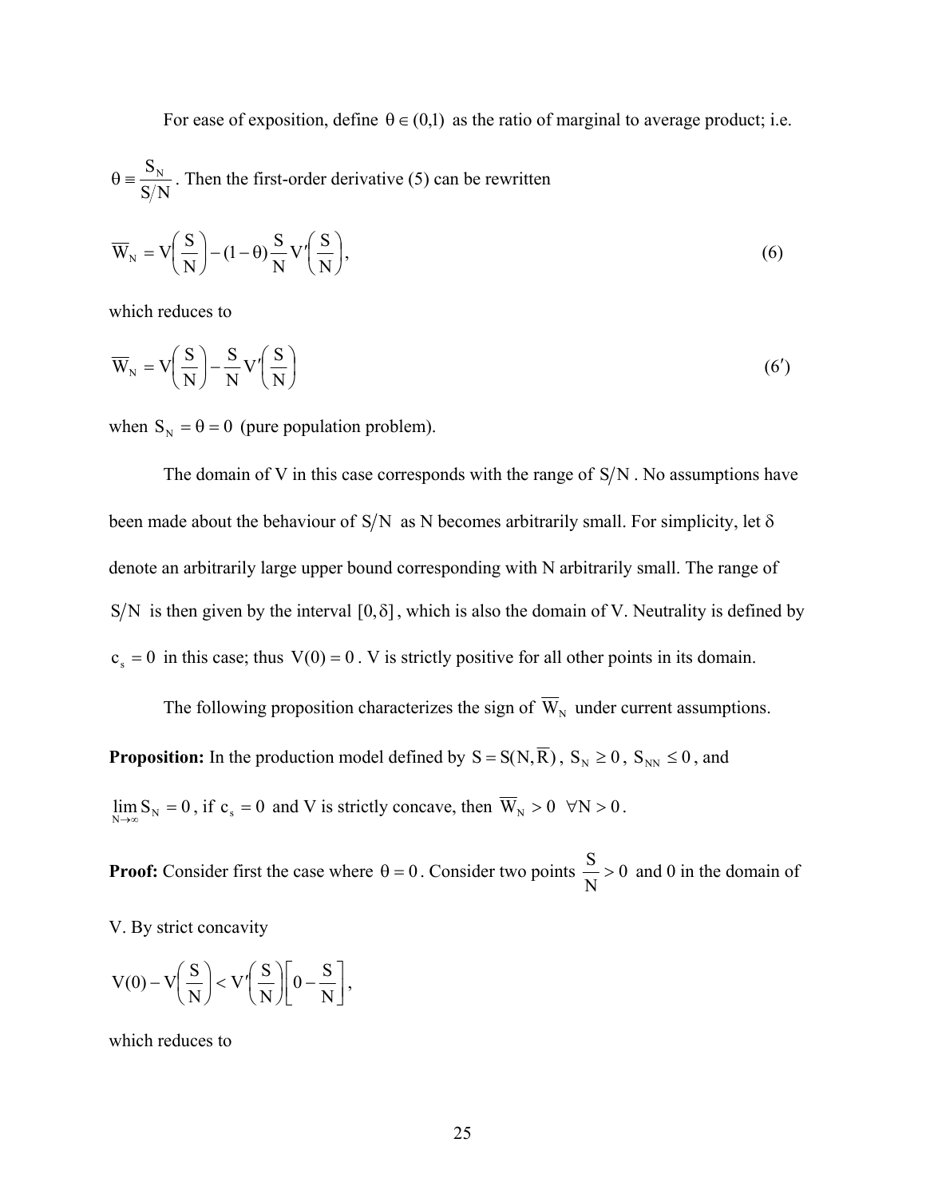For ease of exposition, define $\theta \in (0,1)$ as the ratio of marginal to average product; i.e. $\theta \equiv \frac{S_N}{S/N}$. Then the first-order derivative (5) can be rewritten

$$\overline{W}_N = V\left(\frac{S}{N}\right) - (1-\theta)\frac{S}{N}V'\left(\frac{S}{N}\right), \tag{6}$$

which reduces to

$$\overline{W}_N = V\left(\frac{S}{N}\right) - \frac{S}{N}V'\left(\frac{S}{N}\right) \tag{6'}$$

when $S_N = \theta = 0$ (pure population problem).

The domain of V in this case corresponds with the range of $S/N$. No assumptions have been made about the behaviour of $S/N$ as N becomes arbitrarily small. For simplicity, let $\delta$ denote an arbitrarily large upper bound corresponding with N arbitrarily small. The range of $S/N$ is then given by the interval $[0, \delta]$, which is also the domain of V. Neutrality is defined by $c_s = 0$ in this case; thus $V(0) = 0$. V is strictly positive for all other points in its domain.

The following proposition characterizes the sign of $\overline{W}_N$ under current assumptions.

**Proposition:** In the production model defined by $S = S(N, \overline{R})$, $S_N \geq 0$, $S_{NN} \leq 0$, and $\lim_{N \to \infty} S_N = 0$, if $c_s = 0$ and V is strictly concave, then $\overline{W}_N > 0 \;\; \forall N > 0$.

**Proof:** Consider first the case where $\theta = 0$. Consider two points $\frac{S}{N} > 0$ and 0 in the domain of V. By strict concavity

$$V(0) - V\left(\frac{S}{N}\right) < V'\left(\frac{S}{N}\right)\left[0 - \frac{S}{N}\right],$$

which reduces to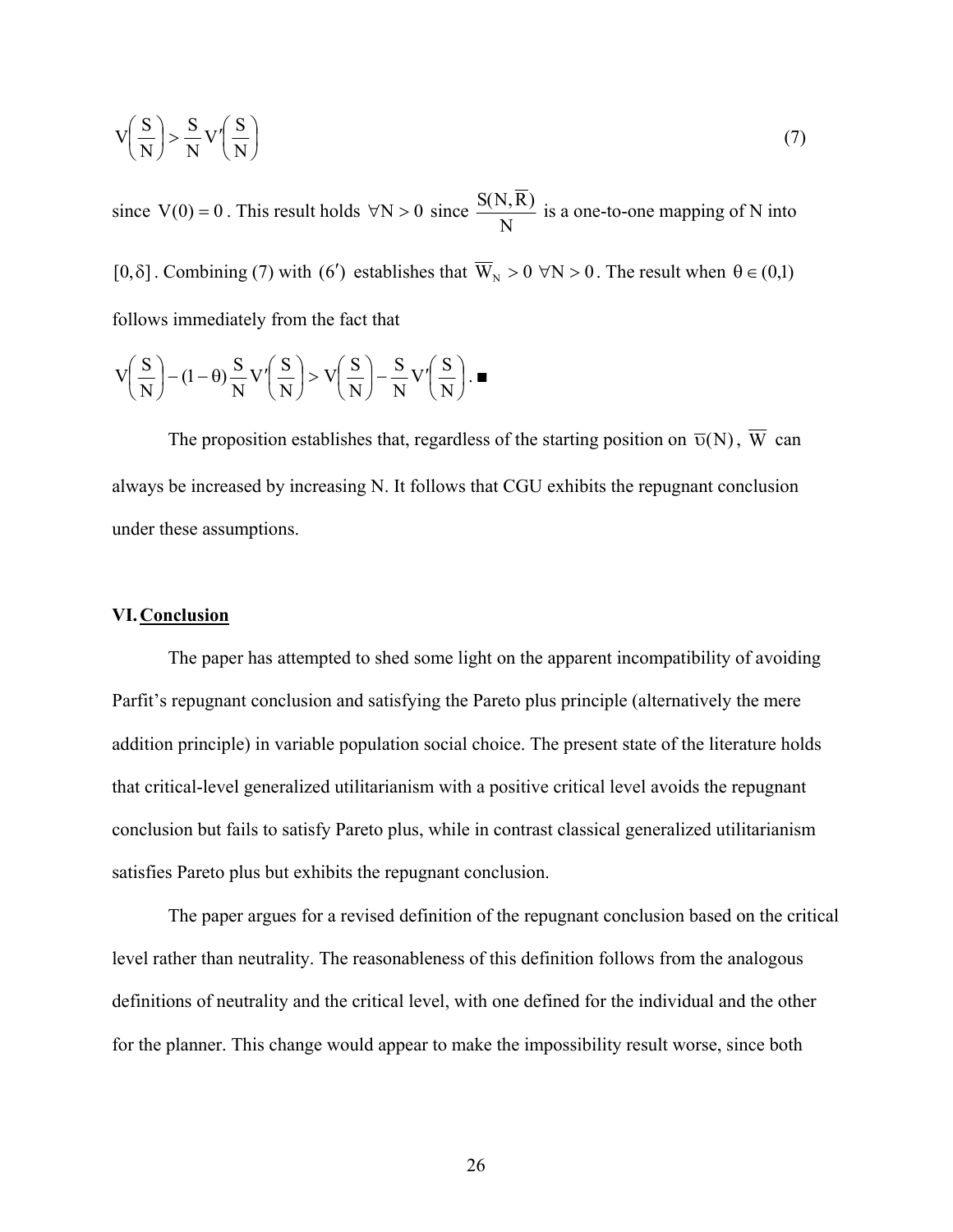$$V\left(\frac{S}{N}\right) > \frac{S}{N}V'\left(\frac{S}{N}\right) \tag{7}$$

since $V(0) = 0$. This result holds $\forall N > 0$ since $\frac{S(N, \overline{R})}{N}$ is a one-to-one mapping of N into $[0, \delta]$. Combining (7) with $(6')$ establishes that $\overline{W}_N > 0 \ \forall N > 0$. The result when $\theta \in (0,1)$ follows immediately from the fact that

$$V\left(\frac{S}{N}\right) - (1-\theta)\frac{S}{N}V'\left(\frac{S}{N}\right) > V\left(\frac{S}{N}\right) - \frac{S}{N}V'\left(\frac{S}{N}\right). \blacksquare$$

The proposition establishes that, regardless of the starting position on $\overline{\upsilon}(N)$, $\overline{W}$ can always be increased by increasing N. It follows that CGU exhibits the repugnant conclusion under these assumptions.

## VI. Conclusion

The paper has attempted to shed some light on the apparent incompatibility of avoiding Parfit's repugnant conclusion and satisfying the Pareto plus principle (alternatively the mere addition principle) in variable population social choice. The present state of the literature holds that critical-level generalized utilitarianism with a positive critical level avoids the repugnant conclusion but fails to satisfy Pareto plus, while in contrast classical generalized utilitarianism satisfies Pareto plus but exhibits the repugnant conclusion.

The paper argues for a revised definition of the repugnant conclusion based on the critical level rather than neutrality. The reasonableness of this definition follows from the analogous definitions of neutrality and the critical level, with one defined for the individual and the other for the planner. This change would appear to make the impossibility result worse, since both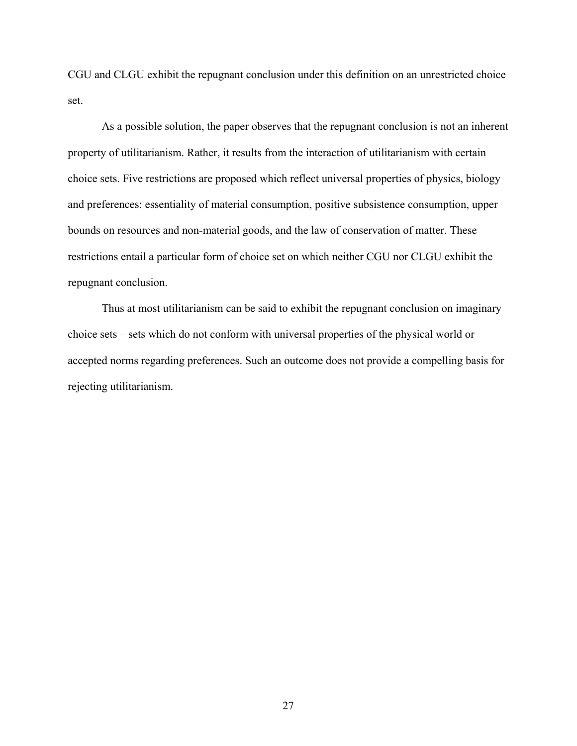CGU and CLGU exhibit the repugnant conclusion under this definition on an unrestricted choice set.

As a possible solution, the paper observes that the repugnant conclusion is not an inherent property of utilitarianism. Rather, it results from the interaction of utilitarianism with certain choice sets. Five restrictions are proposed which reflect universal properties of physics, biology and preferences: essentiality of material consumption, positive subsistence consumption, upper bounds on resources and non-material goods, and the law of conservation of matter. These restrictions entail a particular form of choice set on which neither CGU nor CLGU exhibit the repugnant conclusion.

Thus at most utilitarianism can be said to exhibit the repugnant conclusion on imaginary choice sets – sets which do not conform with universal properties of the physical world or accepted norms regarding preferences. Such an outcome does not provide a compelling basis for rejecting utilitarianism.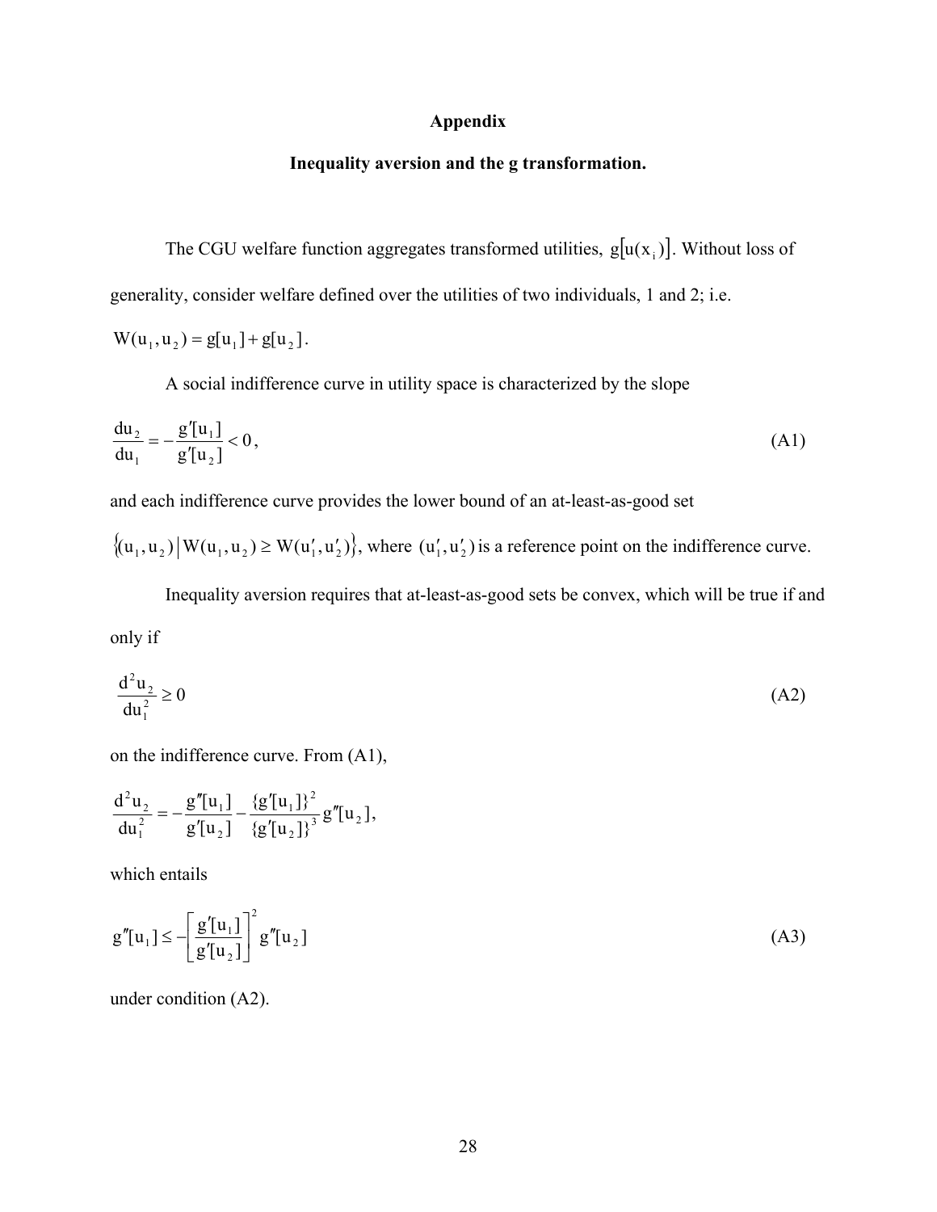# Appendix

## Inequality aversion and the g transformation.

The CGU welfare function aggregates transformed utilities, $g[u(x_i)]$. Without loss of generality, consider welfare defined over the utilities of two individuals, 1 and 2; i.e. $W(u_1, u_2) = g[u_1] + g[u_2]$.

A social indifference curve in utility space is characterized by the slope

$$\frac{du_2}{du_1} = -\frac{g'[u_1]}{g'[u_2]} < 0, \tag{A1}$$

and each indifference curve provides the lower bound of an at-least-as-good set $\{(u_1, u_2) \mid W(u_1, u_2) \geq W(u_1', u_2')\}$, where $(u_1', u_2')$ is a reference point on the indifference curve.

Inequality aversion requires that at-least-as-good sets be convex, which will be true if and only if

$$\frac{d^2 u_2}{du_1^2} \geq 0 \tag{A2}$$

on the indifference curve. From (A1),

$$\frac{d^2 u_2}{du_1^2} = -\frac{g''[u_1]}{g'[u_2]} - \frac{\{g'[u_1]\}^2}{\{g'[u_2]\}^3} g''[u_2],$$

which entails

$$g''[u_1] \leq -\left[\frac{g'[u_1]}{g'[u_2]}\right]^2 g''[u_2] \tag{A3}$$

under condition (A2).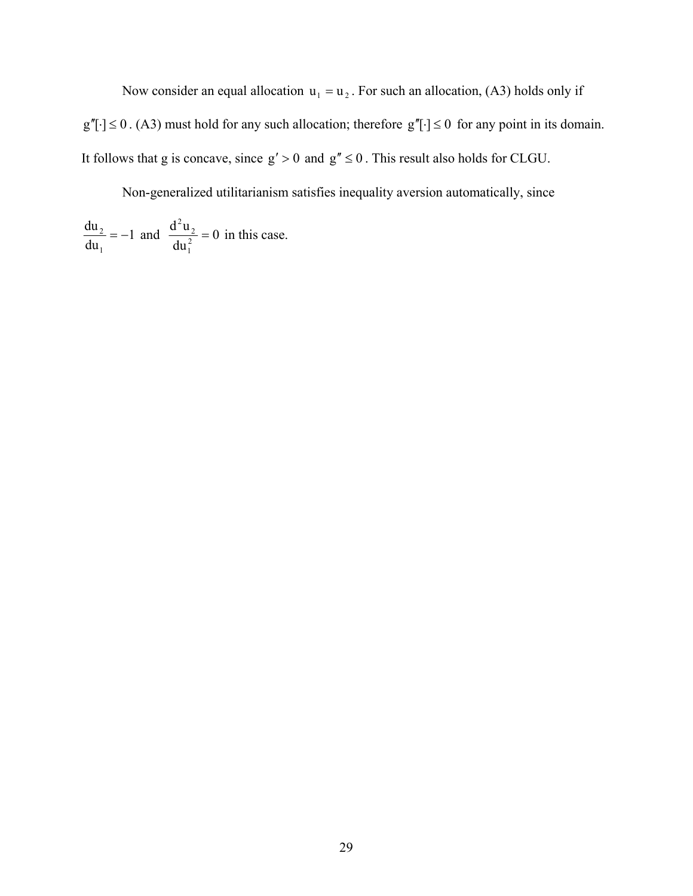Now consider an equal allocation $u_1 = u_2$. For such an allocation, (A3) holds only if $g''[\cdot] \leq 0$. (A3) must hold for any such allocation; therefore $g''[\cdot] \leq 0$ for any point in its domain. It follows that g is concave, since $g' > 0$ and $g'' \leq 0$. This result also holds for CLGU.

Non-generalized utilitarianism satisfies inequality aversion automatically, since $\frac{du_2}{du_1} = -1$ and $\frac{d^2u_2}{du_1^2} = 0$ in this case.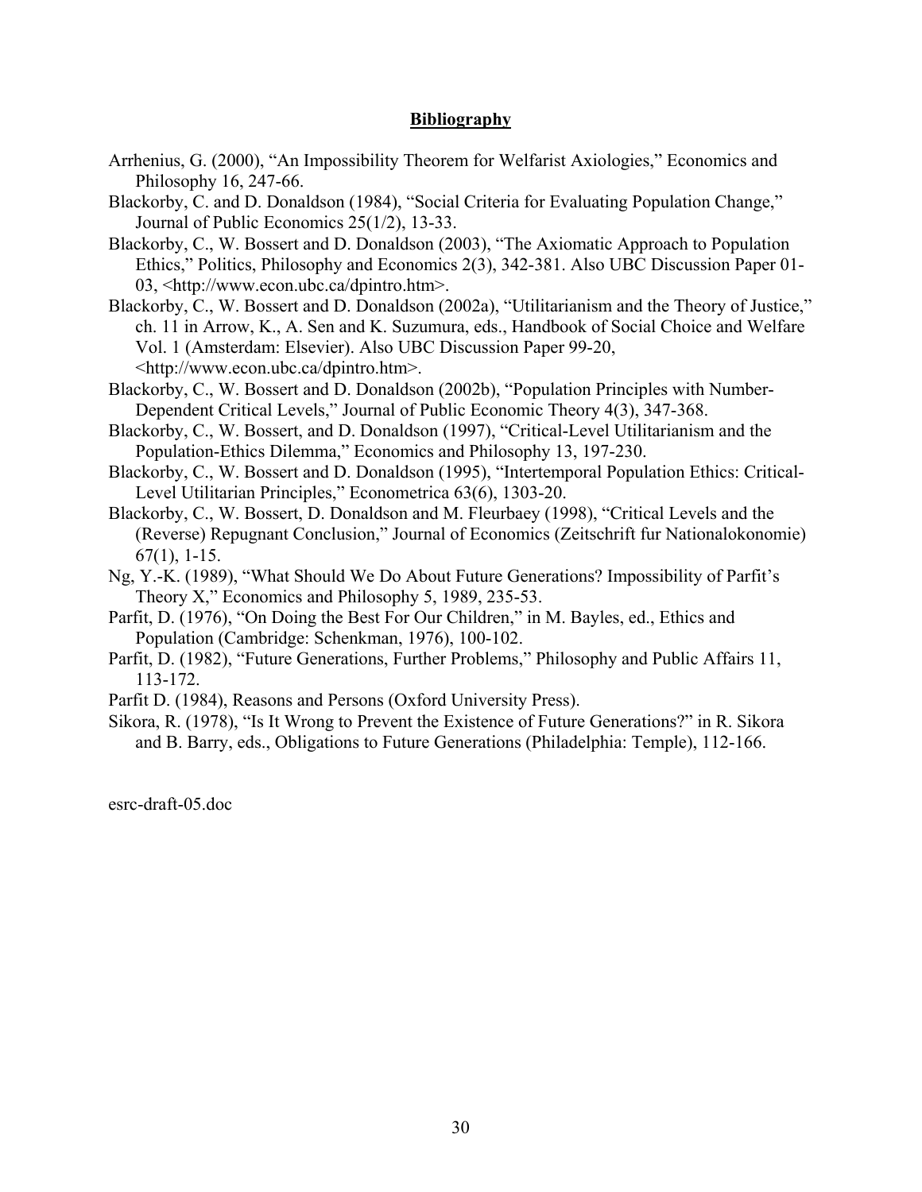## **Bibliography**

Arrhenius, G. (2000), "An Impossibility Theorem for Welfarist Axiologies," Economics and Philosophy 16, 247-66.

Blackorby, C. and D. Donaldson (1984), "Social Criteria for Evaluating Population Change," Journal of Public Economics 25(1/2), 13-33.

Blackorby, C., W. Bossert and D. Donaldson (2003), "The Axiomatic Approach to Population Ethics," Politics, Philosophy and Economics 2(3), 342-381. Also UBC Discussion Paper 01-03, <http://www.econ.ubc.ca/dpintro.htm>.

Blackorby, C., W. Bossert and D. Donaldson (2002a), "Utilitarianism and the Theory of Justice," ch. 11 in Arrow, K., A. Sen and K. Suzumura, eds., Handbook of Social Choice and Welfare Vol. 1 (Amsterdam: Elsevier). Also UBC Discussion Paper 99-20, <http://www.econ.ubc.ca/dpintro.htm>.

Blackorby, C., W. Bossert and D. Donaldson (2002b), "Population Principles with Number-Dependent Critical Levels," Journal of Public Economic Theory 4(3), 347-368.

Blackorby, C., W. Bossert, and D. Donaldson (1997), "Critical-Level Utilitarianism and the Population-Ethics Dilemma," Economics and Philosophy 13, 197-230.

Blackorby, C., W. Bossert and D. Donaldson (1995), "Intertemporal Population Ethics: Critical-Level Utilitarian Principles," Econometrica 63(6), 1303-20.

Blackorby, C., W. Bossert, D. Donaldson and M. Fleurbaey (1998), "Critical Levels and the (Reverse) Repugnant Conclusion," Journal of Economics (Zeitschrift fur Nationalokonomie) 67(1), 1-15.

Ng, Y.-K. (1989), "What Should We Do About Future Generations? Impossibility of Parfit's Theory X," Economics and Philosophy 5, 1989, 235-53.

Parfit, D. (1976), "On Doing the Best For Our Children," in M. Bayles, ed., Ethics and Population (Cambridge: Schenkman, 1976), 100-102.

Parfit, D. (1982), "Future Generations, Further Problems," Philosophy and Public Affairs 11, 113-172.

Parfit D. (1984), Reasons and Persons (Oxford University Press).

Sikora, R. (1978), "Is It Wrong to Prevent the Existence of Future Generations?" in R. Sikora and B. Barry, eds., Obligations to Future Generations (Philadelphia: Temple), 112-166.

esrc-draft-05.doc